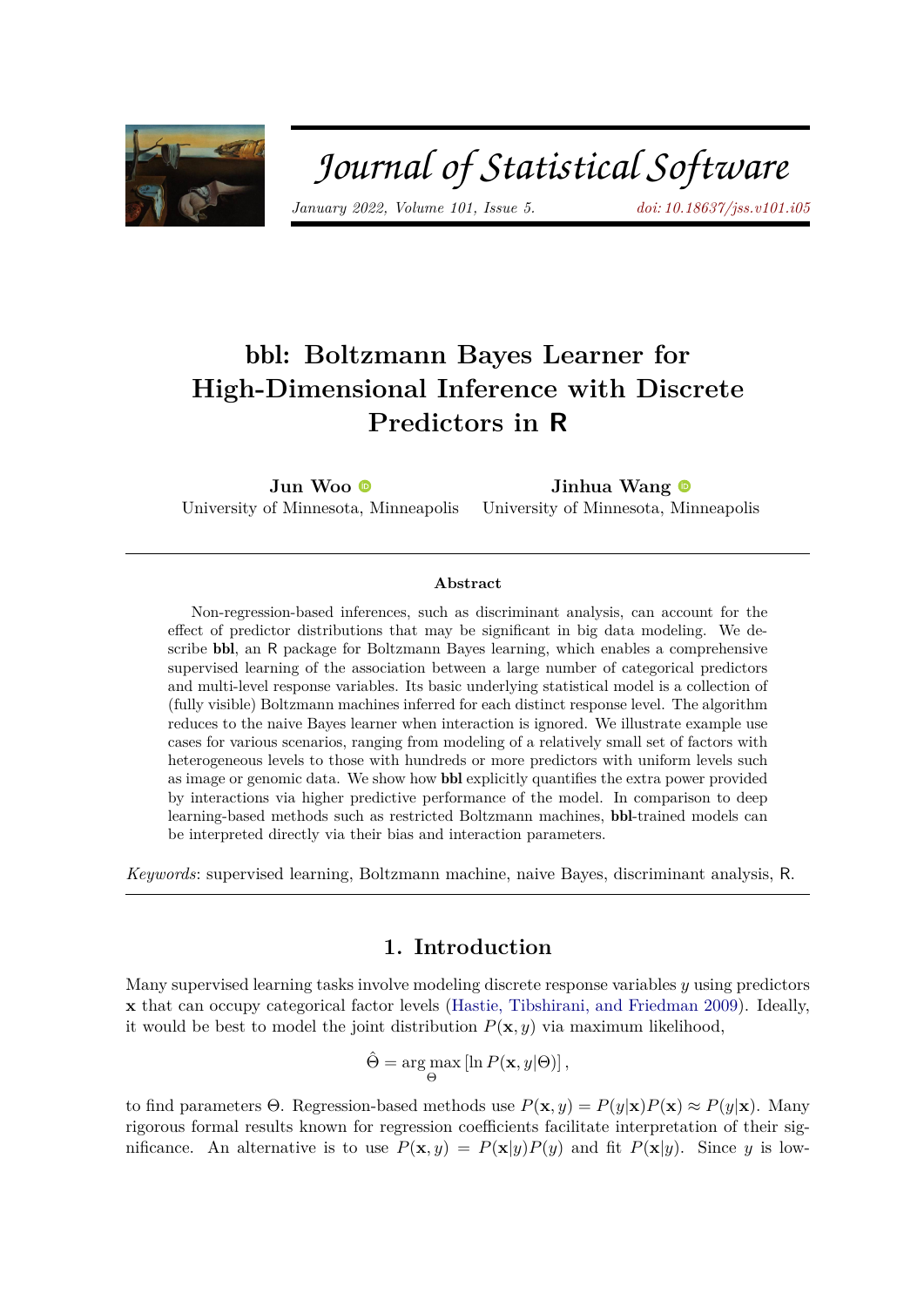# bbl: Boltzmann Bayes Learner for High-Dimensional Inference with Discrete Predictors in R

**Jun Woo**
University of Minnesota, Minneapolis

**Jinhua Wang**
University of Minnesota, Minneapolis

## Abstract

Non-regression-based inferences, such as discriminant analysis, can account for the effect of predictor distributions that may be significant in big data modeling. We describe **bbl**, an R package for Boltzmann Bayes learning, which enables a comprehensive supervised learning of the association between a large number of categorical predictors and multi-level response variables. Its basic underlying statistical model is a collection of (fully visible) Boltzmann machines inferred for each distinct response level. The algorithm reduces to the naive Bayes learner when interaction is ignored. We illustrate example use cases for various scenarios, ranging from modeling of a relatively small set of factors with heterogeneous levels to those with hundreds or more predictors with uniform levels such as image or genomic data. We show how **bbl** explicitly quantifies the extra power provided by interactions via higher predictive performance of the model. In comparison to deep learning-based methods such as restricted Boltzmann machines, **bbl**-trained models can be interpreted directly via their bias and interaction parameters.

*Keywords*: supervised learning, Boltzmann machine, naive Bayes, discriminant analysis, R.

## 1. Introduction

Many supervised learning tasks involve modeling discrete response variables $y$ using predictors $\mathbf{x}$ that can occupy categorical factor levels (Hastie, Tibshirani, and Friedman 2009). Ideally, it would be best to model the joint distribution $P(\mathbf{x}, y)$ via maximum likelihood,

$$\hat{\Theta} = \arg\max_{\Theta} \left[\ln P(\mathbf{x}, y|\Theta)\right],$$

to find parameters $\Theta$. Regression-based methods use $P(\mathbf{x}, y) = P(y|\mathbf{x})P(\mathbf{x}) \approx P(y|\mathbf{x})$. Many rigorous formal results known for regression coefficients facilitate interpretation of their significance. An alternative is to use $P(\mathbf{x}, y) = P(\mathbf{x}|y)P(y)$ and fit $P(\mathbf{x}|y)$. Since $y$ is low-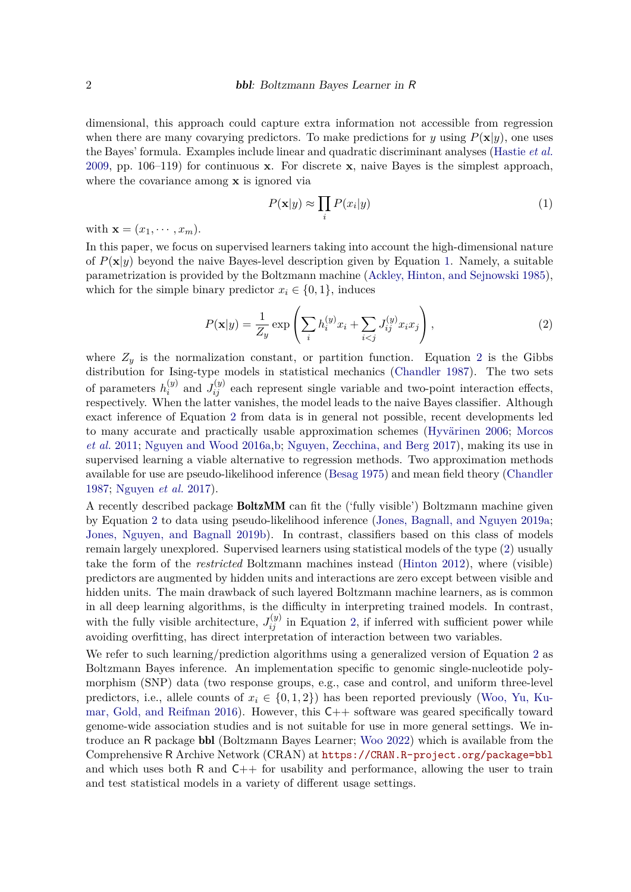dimensional, this approach could capture extra information not accessible from regression when there are many covarying predictors. To make predictions for $y$ using $P(\mathbf{x}|y)$, one uses the Bayes' formula. Examples include linear and quadratic discriminant analyses (Hastie *et al.* 2009, pp. 106–119) for continuous $\mathbf{x}$. For discrete $\mathbf{x}$, naive Bayes is the simplest approach, where the covariance among $\mathbf{x}$ is ignored via

$$P(\mathbf{x}|y) \approx \prod_i P(x_i|y) \tag{1}$$

with $\mathbf{x} = (x_1, \cdots, x_m)$.

In this paper, we focus on supervised learners taking into account the high-dimensional nature of $P(\mathbf{x}|y)$ beyond the naive Bayes-level description given by Equation 1. Namely, a suitable parametrization is provided by the Boltzmann machine (Ackley, Hinton, and Sejnowski 1985), which for the simple binary predictor $x_i \in \{0, 1\}$, induces

$$P(\mathbf{x}|y) = \frac{1}{Z_y} \exp\left( \sum_i h_i^{(y)} x_i + \sum_{i<j} J_{ij}^{(y)} x_i x_j \right), \tag{2}$$

where $Z_y$ is the normalization constant, or partition function. Equation 2 is the Gibbs distribution for Ising-type models in statistical mechanics (Chandler 1987). The two sets of parameters $h_i^{(y)}$ and $J_{ij}^{(y)}$ each represent single variable and two-point interaction effects, respectively. When the latter vanishes, the model leads to the naive Bayes classifier. Although exact inference of Equation 2 from data is in general not possible, recent developments led to many accurate and practically usable approximation schemes (Hyvärinen 2006; Morcos *et al.* 2011; Nguyen and Wood 2016a,b; Nguyen, Zecchina, and Berg 2017), making its use in supervised learning a viable alternative to regression methods. Two approximation methods available for use are pseudo-likelihood inference (Besag 1975) and mean field theory (Chandler 1987; Nguyen *et al.* 2017).

A recently described package **BoltzMM** can fit the ('fully visible') Boltzmann machine given by Equation 2 to data using pseudo-likelihood inference (Jones, Bagnall, and Nguyen 2019a; Jones, Nguyen, and Bagnall 2019b). In contrast, classifiers based on this class of models remain largely unexplored. Supervised learners using statistical models of the type (2) usually take the form of the *restricted* Boltzmann machines instead (Hinton 2012), where (visible) predictors are augmented by hidden units and interactions are zero except between visible and hidden units. The main drawback of such layered Boltzmann machine learners, as is common in all deep learning algorithms, is the difficulty in interpreting trained models. In contrast, with the fully visible architecture, $J_{ij}^{(y)}$ in Equation 2, if inferred with sufficient power while avoiding overfitting, has direct interpretation of interaction between two variables.

We refer to such learning/prediction algorithms using a generalized version of Equation 2 as Boltzmann Bayes inference. An implementation specific to genomic single-nucleotide polymorphism (SNP) data (two response groups, e.g., case and control, and uniform three-level predictors, i.e., allele counts of $x_i \in \{0, 1, 2\}$) has been reported previously (Woo, Yu, Kumar, Gold, and Reifman 2016). However, this C++ software was geared specifically toward genome-wide association studies and is not suitable for use in more general settings. We introduce an R package **bbl** (Boltzmann Bayes Learner; Woo 2022) which is available from the Comprehensive R Archive Network (CRAN) at https://CRAN.R-project.org/package=bbl and which uses both R and C++ for usability and performance, allowing the user to train and test statistical models in a variety of different usage settings.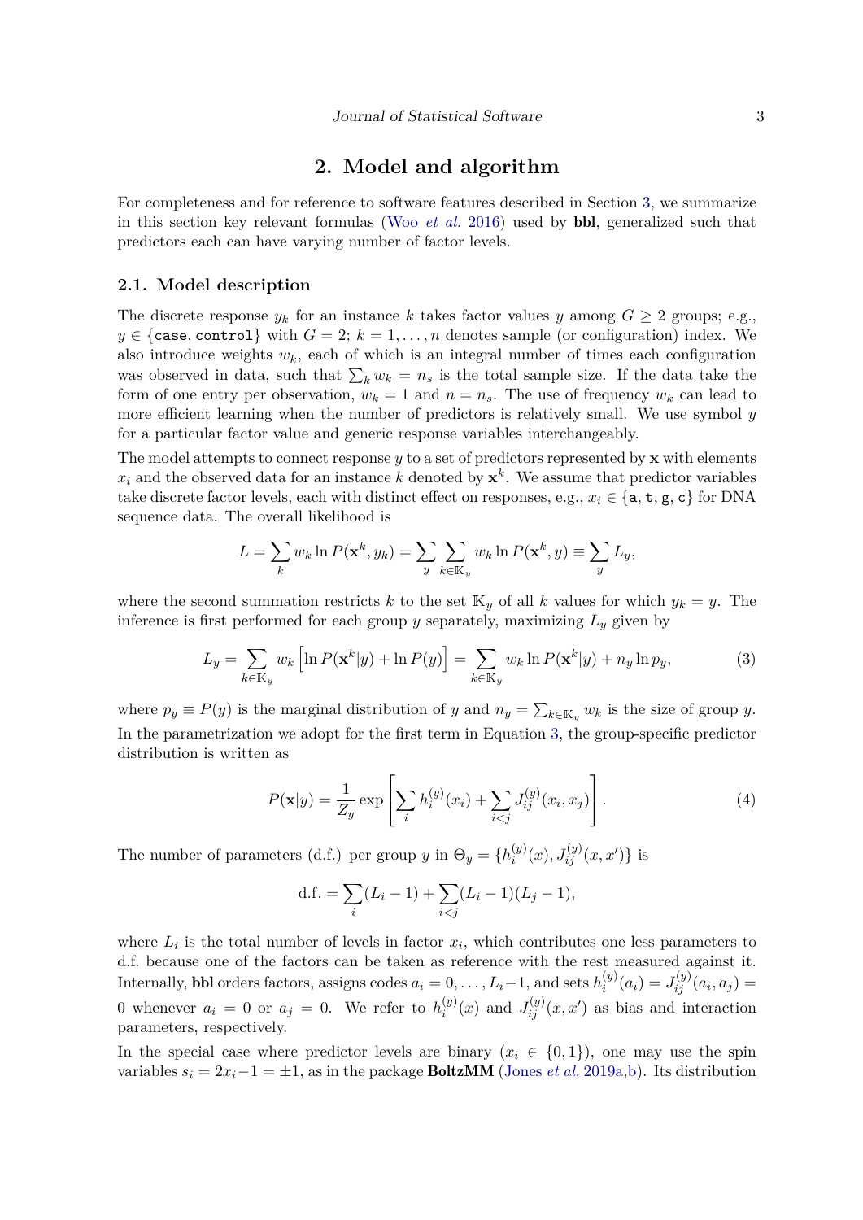## 2. Model and algorithm

For completeness and for reference to software features described in Section 3, we summarize in this section key relevant formulas (Woo *et al.* 2016) used by **bbl**, generalized such that predictors each can have varying number of factor levels.

### 2.1. Model description

The discrete response $y_k$ for an instance $k$ takes factor values $y$ among $G \geq 2$ groups; e.g., $y \in \{\texttt{case}, \texttt{control}\}$ with $G = 2$; $k = 1, \ldots, n$ denotes sample (or configuration) index. We also introduce weights $w_k$, each of which is an integral number of times each configuration was observed in data, such that $\sum_k w_k = n_s$ is the total sample size. If the data take the form of one entry per observation, $w_k = 1$ and $n = n_s$. The use of frequency $w_k$ can lead to more efficient learning when the number of predictors is relatively small. We use symbol $y$ for a particular factor value and generic response variables interchangeably.

The model attempts to connect response $y$ to a set of predictors represented by $\mathbf{x}$ with elements $x_i$ and the observed data for an instance $k$ denoted by $\mathbf{x}^k$. We assume that predictor variables take discrete factor levels, each with distinct effect on responses, e.g., $x_i \in \{\texttt{a}, \texttt{t}, \texttt{g}, \texttt{c}\}$ for DNA sequence data. The overall likelihood is

$$L = \sum_k w_k \ln P(\mathbf{x}^k, y_k) = \sum_y \sum_{k \in \mathbb{K}_y} w_k \ln P(\mathbf{x}^k, y) \equiv \sum_y L_y,$$

where the second summation restricts $k$ to the set $\mathbb{K}_y$ of all $k$ values for which $y_k = y$. The inference is first performed for each group $y$ separately, maximizing $L_y$ given by

$$L_y = \sum_{k \in \mathbb{K}_y} w_k \left[ \ln P(\mathbf{x}^k|y) + \ln P(y) \right] = \sum_{k \in \mathbb{K}_y} w_k \ln P(\mathbf{x}^k|y) + n_y \ln p_y, \tag{3}$$

where $p_y \equiv P(y)$ is the marginal distribution of $y$ and $n_y = \sum_{k \in \mathbb{K}_y} w_k$ is the size of group $y$. In the parametrization we adopt for the first term in Equation 3, the group-specific predictor distribution is written as

$$P(\mathbf{x}|y) = \frac{1}{Z_y} \exp \left[ \sum_i h_i^{(y)}(x_i) + \sum_{i<j} J_{ij}^{(y)}(x_i, x_j) \right]. \tag{4}$$

The number of parameters (d.f.) per group $y$ in $\Theta_y = \{h_i^{(y)}(x), J_{ij}^{(y)}(x, x')\}$ is

$$\text{d.f.} = \sum_i (L_i - 1) + \sum_{i<j} (L_i - 1)(L_j - 1),$$

where $L_i$ is the total number of levels in factor $x_i$, which contributes one less parameters to d.f. because one of the factors can be taken as reference with the rest measured against it. Internally, **bbl** orders factors, assigns codes $a_i = 0, \ldots, L_i - 1$, and sets $h_i^{(y)}(a_i) = J_{ij}^{(y)}(a_i, a_j) = 0$ whenever $a_i = 0$ or $a_j = 0$. We refer to $h_i^{(y)}(x)$ and $J_{ij}^{(y)}(x, x')$ as bias and interaction parameters, respectively.

In the special case where predictor levels are binary ($x_i \in \{0, 1\}$), one may use the spin variables $s_i = 2x_i - 1 = \pm 1$, as in the package **BoltzMM** (Jones *et al.* 2019a,b). Its distribution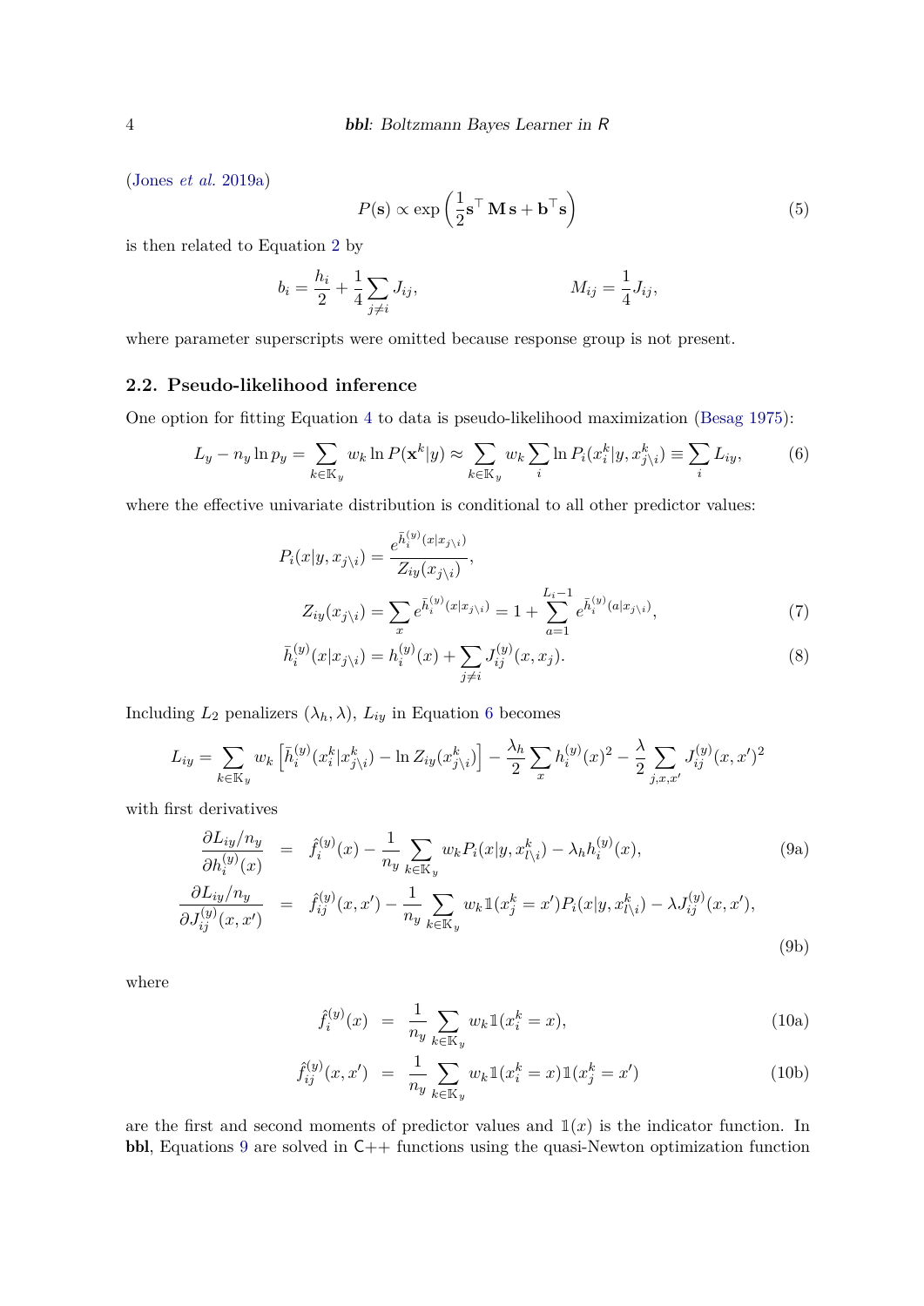(Jones *et al.* 2019a)

$$P(\mathbf{s}) \propto \exp\left(\frac{1}{2}\mathbf{s}^\top \mathbf{M}\,\mathbf{s} + \mathbf{b}^\top \mathbf{s}\right) \tag{5}$$

is then related to Equation 2 by

$$b_i = \frac{h_i}{2} + \frac{1}{4}\sum_{j\neq i} J_{ij}, \qquad\qquad M_{ij} = \frac{1}{4}J_{ij},$$

where parameter superscripts were omitted because response group is not present.

## 2.2. Pseudo-likelihood inference

One option for fitting Equation 4 to data is pseudo-likelihood maximization (Besag 1975):

$$L_y - n_y \ln p_y = \sum_{k\in\mathbb{K}_y} w_k \ln P(\mathbf{x}^k|y) \approx \sum_{k\in\mathbb{K}_y} w_k \sum_i \ln P_i(x_i^k|y, x_{j\backslash i}^k) \equiv \sum_i L_{iy}, \tag{6}$$

where the effective univariate distribution is conditional to all other predictor values:

$$P_i(x|y, x_{j\backslash i}) = \frac{e^{\bar{h}_i^{(y)}(x|x_{j\backslash i})}}{Z_{iy}(x_{j\backslash i})},$$

$$Z_{iy}(x_{j\backslash i}) = \sum_x e^{\bar{h}_i^{(y)}(x|x_{j\backslash i})} = 1 + \sum_{a=1}^{L_i-1} e^{\bar{h}_i^{(y)}(a|x_{j\backslash i})}, \tag{7}$$

$$\bar{h}_i^{(y)}(x|x_{j\backslash i}) = h_i^{(y)}(x) + \sum_{j\neq i} J_{ij}^{(y)}(x, x_j). \tag{8}$$

Including $L_2$ penalizers $(\lambda_h, \lambda)$, $L_{iy}$ in Equation 6 becomes

$$L_{iy} = \sum_{k\in\mathbb{K}_y} w_k \left[\bar{h}_i^{(y)}(x_i^k|x_{j\backslash i}^k) - \ln Z_{iy}(x_{j\backslash i}^k)\right] - \frac{\lambda_h}{2}\sum_x h_i^{(y)}(x)^2 - \frac{\lambda}{2}\sum_{j,x,x'} J_{ij}^{(y)}(x,x')^2$$

with first derivatives

$$\frac{\partial L_{iy}/n_y}{\partial h_i^{(y)}(x)} = \hat{f}_i^{(y)}(x) - \frac{1}{n_y}\sum_{k\in\mathbb{K}_y} w_k P_i(x|y, x_{l\backslash i}^k) - \lambda_h h_i^{(y)}(x), \tag{9a}$$

$$\frac{\partial L_{iy}/n_y}{\partial J_{ij}^{(y)}(x,x')} = \hat{f}_{ij}^{(y)}(x,x') - \frac{1}{n_y}\sum_{k\in\mathbb{K}_y} w_k \mathbb{1}(x_j^k = x') P_i(x|y, x_{l\backslash i}^k) - \lambda J_{ij}^{(y)}(x,x'), \tag{9b}$$

where

$$\hat{f}_i^{(y)}(x) = \frac{1}{n_y}\sum_{k\in\mathbb{K}_y} w_k \mathbb{1}(x_i^k = x), \tag{10a}$$

$$\hat{f}_{ij}^{(y)}(x,x') = \frac{1}{n_y}\sum_{k\in\mathbb{K}_y} w_k \mathbb{1}(x_i^k = x)\mathbb{1}(x_j^k = x') \tag{10b}$$

are the first and second moments of predictor values and $\mathbb{1}(x)$ is the indicator function. In **bbl**, Equations 9 are solved in C++ functions using the quasi-Newton optimization function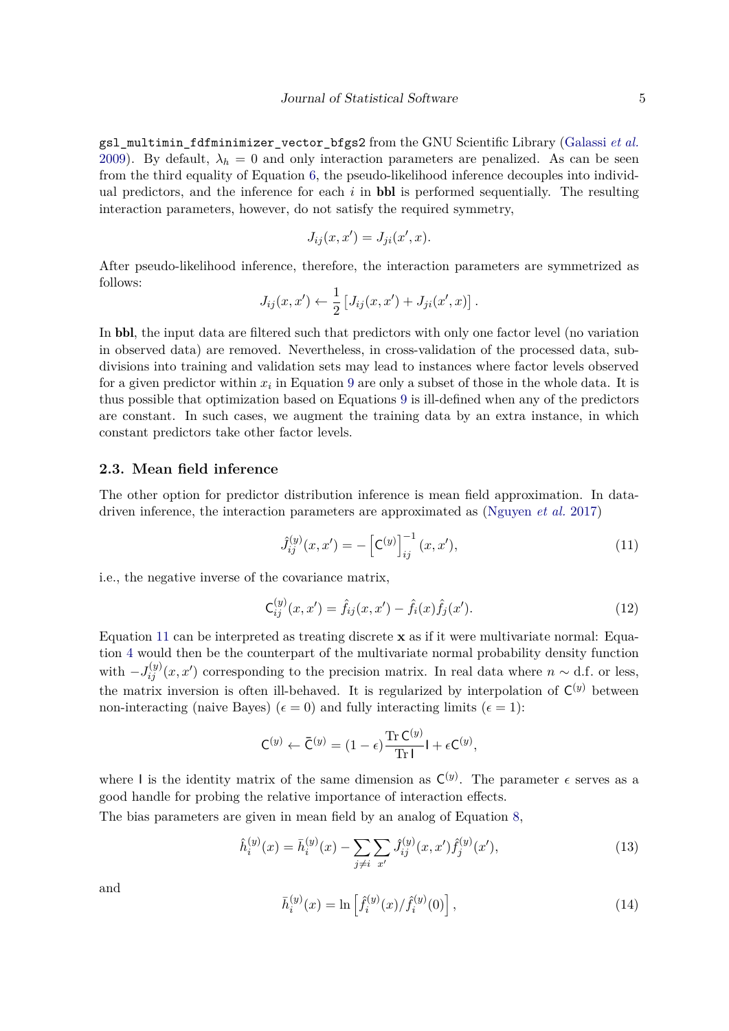`gsl_multimin_fdfminimizer_vector_bfgs2` from the GNU Scientific Library (Galassi *et al.* 2009). By default, $\lambda_h = 0$ and only interaction parameters are penalized. As can be seen from the third equality of Equation 6, the pseudo-likelihood inference decouples into individual predictors, and the inference for each $i$ in **bbl** is performed sequentially. The resulting interaction parameters, however, do not satisfy the required symmetry,

$$J_{ij}(x, x') = J_{ji}(x', x).$$

After pseudo-likelihood inference, therefore, the interaction parameters are symmetrized as follows:

$$J_{ij}(x, x') \leftarrow \frac{1}{2}\left[J_{ij}(x, x') + J_{ji}(x', x)\right].$$

In **bbl**, the input data are filtered such that predictors with only one factor level (no variation in observed data) are removed. Nevertheless, in cross-validation of the processed data, subdivisions into training and validation sets may lead to instances where factor levels observed for a given predictor within $x_i$ in Equation 9 are only a subset of those in the whole data. It is thus possible that optimization based on Equations 9 is ill-defined when any of the predictors are constant. In such cases, we augment the training data by an extra instance, in which constant predictors take other factor levels.

### 2.3. Mean field inference

The other option for predictor distribution inference is mean field approximation. In data-driven inference, the interaction parameters are approximated as (Nguyen *et al.* 2017)

$$\hat{J}_{ij}^{(y)}(x, x') = -\left[\mathsf{C}^{(y)}\right]_{ij}^{-1}(x, x'), \tag{11}$$

i.e., the negative inverse of the covariance matrix,

$$\mathsf{C}_{ij}^{(y)}(x, x') = \hat{f}_{ij}(x, x') - \hat{f}_i(x)\hat{f}_j(x'). \tag{12}$$

Equation 11 can be interpreted as treating discrete $\mathbf{x}$ as if it were multivariate normal: Equation 4 would then be the counterpart of the multivariate normal probability density function with $-J_{ij}^{(y)}(x, x')$ corresponding to the precision matrix. In real data where $n \sim$ d.f. or less, the matrix inversion is often ill-behaved. It is regularized by interpolation of $\mathsf{C}^{(y)}$ between non-interacting (naive Bayes) ($\epsilon = 0$) and fully interacting limits ($\epsilon = 1$):

$$\mathsf{C}^{(y)} \leftarrow \bar{\mathsf{C}}^{(y)} = (1 - \epsilon)\frac{\operatorname{Tr}\mathsf{C}^{(y)}}{\operatorname{Tr}\mathsf{I}}\mathsf{I} + \epsilon\mathsf{C}^{(y)},$$

where $\mathsf{I}$ is the identity matrix of the same dimension as $\mathsf{C}^{(y)}$. The parameter $\epsilon$ serves as a good handle for probing the relative importance of interaction effects.

The bias parameters are given in mean field by an analog of Equation 8,

$$\hat{h}_i^{(y)}(x) = \bar{h}_i^{(y)}(x) - \sum_{j \neq i}\sum_{x'}\hat{J}_{ij}^{(y)}(x, x')\hat{f}_j^{(y)}(x'), \tag{13}$$

and

$$\bar{h}_i^{(y)}(x) = \ln\left[\hat{f}_i^{(y)}(x)/\hat{f}_i^{(y)}(0)\right], \tag{14}$$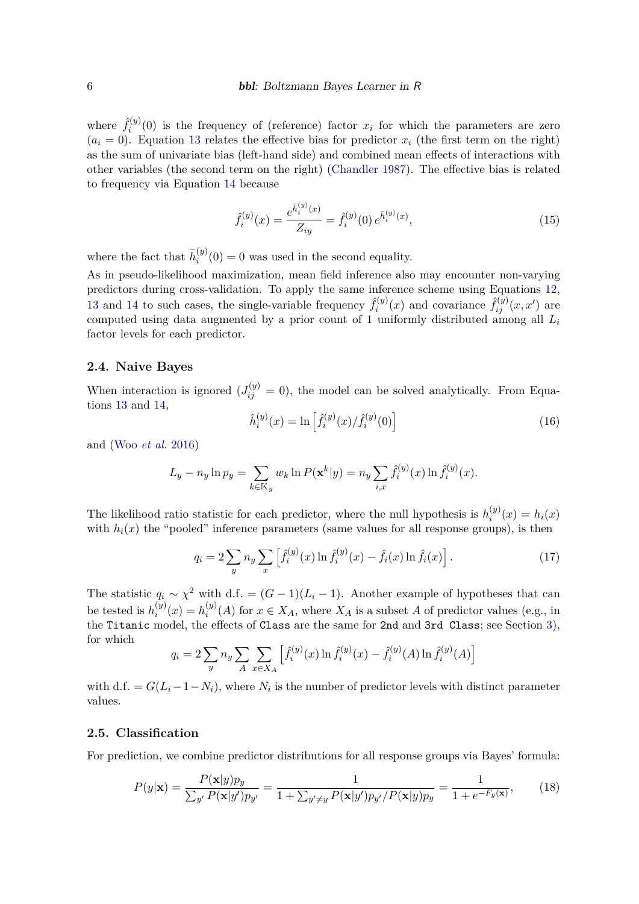where $\hat{f}_i^{(y)}(0)$ is the frequency of (reference) factor $x_i$ for which the parameters are zero ($a_i = 0$). Equation 13 relates the effective bias for predictor $x_i$ (the first term on the right) as the sum of univariate bias (left-hand side) and combined mean effects of interactions with other variables (the second term on the right) (Chandler 1987). The effective bias is related to frequency via Equation 14 because

$$\hat{f}_i^{(y)}(x) = \frac{e^{\bar{h}_i^{(y)}(x)}}{Z_{iy}} = \hat{f}_i^{(y)}(0)\, e^{\bar{h}_i^{(y)}(x)}, \tag{15}$$

where the fact that $\bar{h}_i^{(y)}(0) = 0$ was used in the second equality.

As in pseudo-likelihood maximization, mean field inference also may encounter non-varying predictors during cross-validation. To apply the same inference scheme using Equations 12, 13 and 14 to such cases, the single-variable frequency $\hat{f}_i^{(y)}(x)$ and covariance $\hat{f}_{ij}^{(y)}(x, x')$ are computed using data augmented by a prior count of 1 uniformly distributed among all $L_i$ factor levels for each predictor.

### 2.4. Naive Bayes

When interaction is ignored ($J_{ij}^{(y)} = 0$), the model can be solved analytically. From Equations 13 and 14,

$$\hat{h}_i^{(y)}(x) = \ln\left[\hat{f}_i^{(y)}(x)/\hat{f}_i^{(y)}(0)\right] \tag{16}$$

and (Woo *et al.* 2016)

$$L_y - n_y \ln p_y = \sum_{k \in \mathbb{K}_y} w_k \ln P(\mathbf{x}^k|y) = n_y \sum_{i,x} \hat{f}_i^{(y)}(x) \ln \hat{f}_i^{(y)}(x).$$

The likelihood ratio statistic for each predictor, where the null hypothesis is $h_i^{(y)}(x) = h_i(x)$ with $h_i(x)$ the "pooled" inference parameters (same values for all response groups), is then

$$q_i = 2 \sum_y n_y \sum_x \left[\hat{f}_i^{(y)}(x) \ln \hat{f}_i^{(y)}(x) - \hat{f}_i(x) \ln \hat{f}_i(x)\right]. \tag{17}$$

The statistic $q_i \sim \chi^2$ with d.f. $= (G-1)(L_i - 1)$. Another example of hypotheses that can be tested is $h_i^{(y)}(x) = h_i^{(y)}(A)$ for $x \in X_A$, where $X_A$ is a subset $A$ of predictor values (e.g., in the `Titanic` model, the effects of `Class` are the same for `2nd` and `3rd Class`; see Section 3), for which

$$q_i = 2 \sum_y n_y \sum_A \sum_{x \in X_A} \left[\hat{f}_i^{(y)}(x) \ln \hat{f}_i^{(y)}(x) - \hat{f}_i^{(y)}(A) \ln \hat{f}_i^{(y)}(A)\right]$$

with d.f. $= G(L_i - 1 - N_i)$, where $N_i$ is the number of predictor levels with distinct parameter values.

### 2.5. Classification

For prediction, we combine predictor distributions for all response groups via Bayes' formula:

$$P(y|\mathbf{x}) = \frac{P(\mathbf{x}|y)p_y}{\sum_{y'} P(\mathbf{x}|y')p_{y'}} = \frac{1}{1 + \sum_{y' \neq y} P(\mathbf{x}|y')p_{y'}/P(\mathbf{x}|y)p_y} = \frac{1}{1 + e^{-F_y(\mathbf{x})}}, \tag{18}$$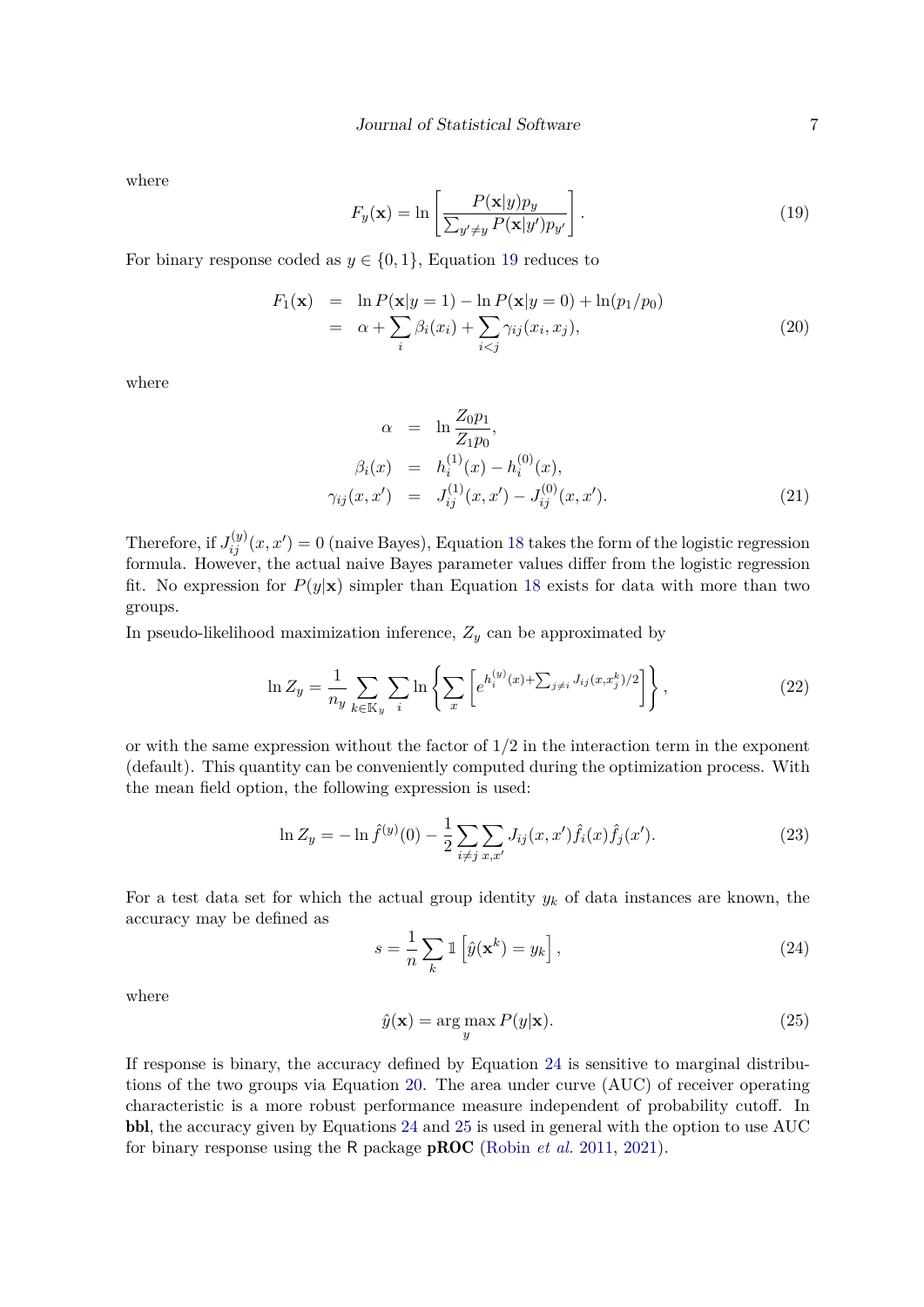where

$$F_y(\mathbf{x}) = \ln\left[\frac{P(\mathbf{x}|y)p_y}{\sum_{y'\neq y} P(\mathbf{x}|y')p_{y'}}\right]. \tag{19}$$

For binary response coded as $y \in \{0, 1\}$, Equation 19 reduces to

$$\begin{aligned} F_1(\mathbf{x}) &= \ln P(\mathbf{x}|y=1) - \ln P(\mathbf{x}|y=0) + \ln(p_1/p_0) \\ &= \alpha + \sum_i \beta_i(x_i) + \sum_{i<j} \gamma_{ij}(x_i, x_j), \end{aligned} \tag{20}$$

where

$$\begin{aligned} \alpha &= \ln \frac{Z_0 p_1}{Z_1 p_0}, \\ \beta_i(x) &= h_i^{(1)}(x) - h_i^{(0)}(x), \\ \gamma_{ij}(x, x') &= J_{ij}^{(1)}(x, x') - J_{ij}^{(0)}(x, x'). \end{aligned} \tag{21}$$

Therefore, if $J_{ij}^{(y)}(x, x') = 0$ (naive Bayes), Equation 18 takes the form of the logistic regression formula. However, the actual naive Bayes parameter values differ from the logistic regression fit. No expression for $P(y|\mathbf{x})$ simpler than Equation 18 exists for data with more than two groups.

In pseudo-likelihood maximization inference, $Z_y$ can be approximated by

$$\ln Z_y = \frac{1}{n_y} \sum_{k \in \mathbb{K}_y} \sum_i \ln\left\{\sum_x \left[e^{h_i^{(y)}(x) + \sum_{j\neq i} J_{ij}(x, x_j^k)/2}\right]\right\}, \tag{22}$$

or with the same expression without the factor of $1/2$ in the interaction term in the exponent (default). This quantity can be conveniently computed during the optimization process. With the mean field option, the following expression is used:

$$\ln Z_y = -\ln \hat{f}^{(y)}(0) - \frac{1}{2}\sum_{i\neq j}\sum_{x,x'} J_{ij}(x, x')\hat{f}_i(x)\hat{f}_j(x'). \tag{23}$$

For a test data set for which the actual group identity $y_k$ of data instances are known, the accuracy may be defined as

$$s = \frac{1}{n}\sum_k \mathbb{1}\left[\hat{y}(\mathbf{x}^k) = y_k\right], \tag{24}$$

where

$$\hat{y}(\mathbf{x}) = \arg\max_y P(y|\mathbf{x}). \tag{25}$$

If response is binary, the accuracy defined by Equation 24 is sensitive to marginal distributions of the two groups via Equation 20. The area under curve (AUC) of receiver operating characteristic is a more robust performance measure independent of probability cutoff. In **bbl**, the accuracy given by Equations 24 and 25 is used in general with the option to use AUC for binary response using the R package **pROC** (Robin *et al.* 2011, 2021).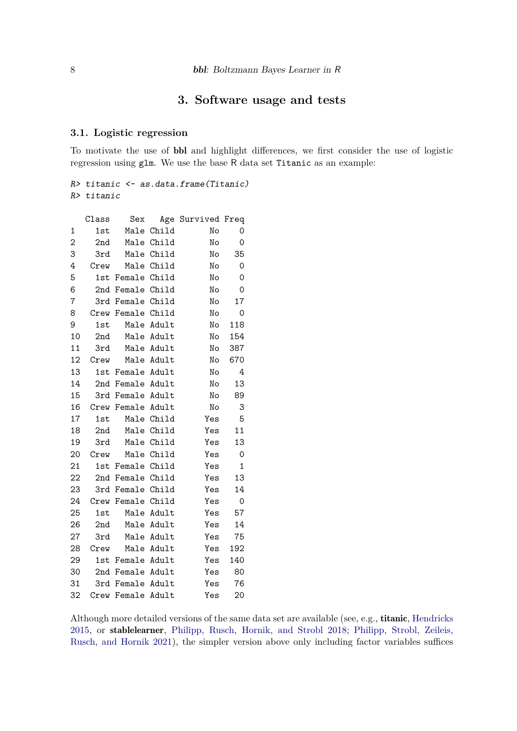# 3. Software usage and tests

## 3.1. Logistic regression

To motivate the use of **bbl** and highlight differences, we first consider the use of logistic regression using `glm`. We use the base R data set `Titanic` as an example:

```
R> titanic <- as.data.frame(Titanic)
R> titanic

   Class    Sex   Age Survived Freq
1    1st   Male Child       No    0
2    2nd   Male Child       No    0
3    3rd   Male Child       No   35
4   Crew   Male Child       No    0
5    1st Female Child       No    0
6    2nd Female Child       No    0
7    3rd Female Child       No   17
8   Crew Female Child       No    0
9    1st   Male Adult       No  118
10   2nd   Male Adult       No  154
11   3rd   Male Adult       No  387
12  Crew   Male Adult       No  670
13   1st Female Adult       No    4
14   2nd Female Adult       No   13
15   3rd Female Adult       No   89
16  Crew Female Adult       No    3
17   1st   Male Child      Yes    5
18   2nd   Male Child      Yes   11
19   3rd   Male Child      Yes   13
20  Crew   Male Child      Yes    0
21   1st Female Child      Yes    1
22   2nd Female Child      Yes   13
23   3rd Female Child      Yes   14
24  Crew Female Child      Yes    0
25   1st   Male Adult      Yes   57
26   2nd   Male Adult      Yes   14
27   3rd   Male Adult      Yes   75
28  Crew   Male Adult      Yes  192
29   1st Female Adult      Yes  140
30   2nd Female Adult      Yes   80
31   3rd Female Adult      Yes   76
32  Crew Female Adult      Yes   20
```

Although more detailed versions of the same data set are available (see, e.g., **titanic**, Hendricks 2015, or **stablelearner**, Philipp, Rusch, Hornik, and Strobl 2018; Philipp, Strobl, Zeileis, Rusch, and Hornik 2021), the simpler version above only including factor variables suffices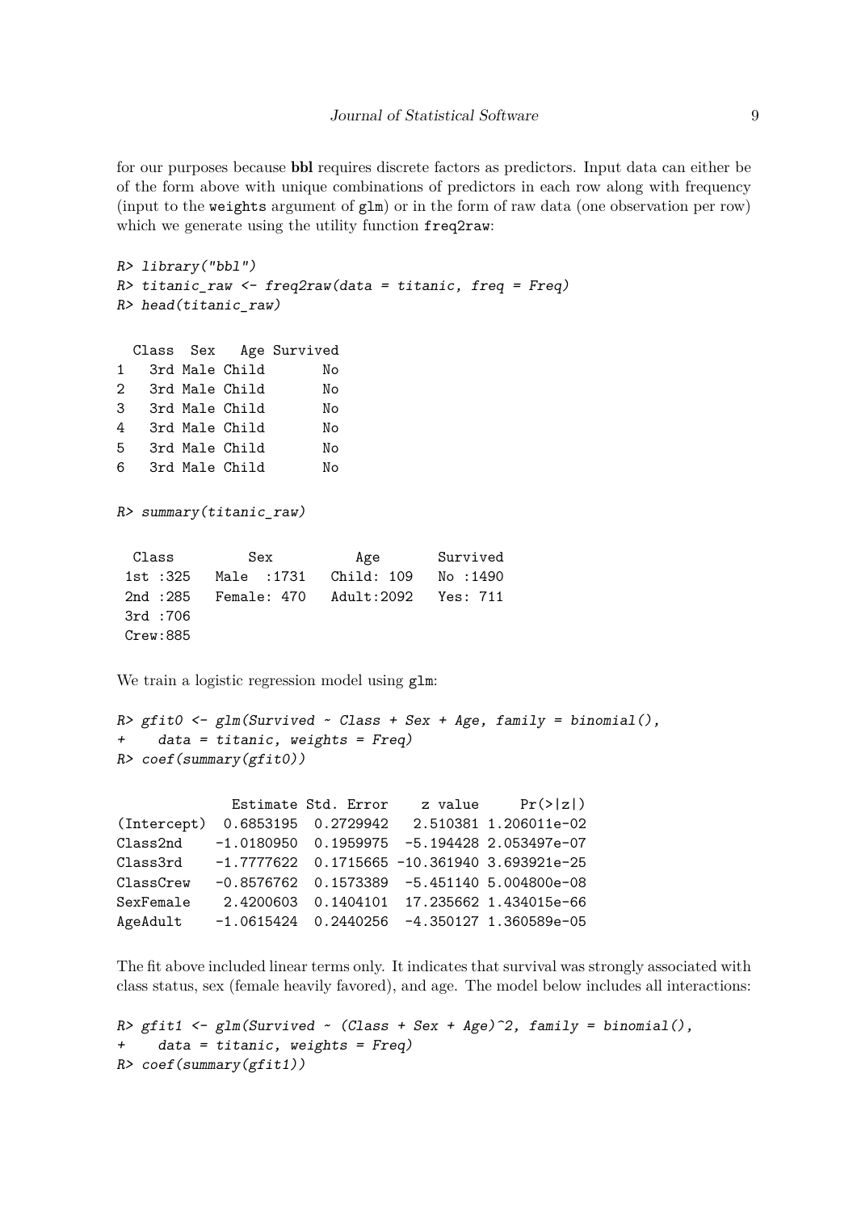for our purposes because **bbl** requires discrete factors as predictors. Input data can either be of the form above with unique combinations of predictors in each row along with frequency (input to the `weights` argument of `glm`) or in the form of raw data (one observation per row) which we generate using the utility function `freq2raw`:

```
R> library("bbl")
R> titanic_raw <- freq2raw(data = titanic, freq = Freq)
R> head(titanic_raw)

  Class  Sex   Age Survived
1   3rd Male Child       No
2   3rd Male Child       No
3   3rd Male Child       No
4   3rd Male Child       No
5   3rd Male Child       No
6   3rd Male Child       No
```

```
R> summary(titanic_raw)

  Class         Sex          Age       Survived
 1st :325   Male  :1731   Child: 109   No :1490
 2nd :285   Female: 470   Adult:2092   Yes: 711
 3rd :706
 Crew:885
```

We train a logistic regression model using `glm`:

```
R> gfit0 <- glm(Survived ~ Class + Sex + Age, family = binomial(),
+    data = titanic, weights = Freq)
R> coef(summary(gfit0))

              Estimate Std. Error    z value     Pr(>|z|)
(Intercept)  0.6853195  0.2729942   2.510381 1.206011e-02
Class2nd    -1.0180950  0.1959975  -5.194428 2.053497e-07
Class3rd    -1.7777622  0.1715665 -10.361940 3.693921e-25
ClassCrew   -0.8576762  0.1573389  -5.451140 5.004800e-08
SexFemale    2.4200603  0.1404101  17.235662 1.434015e-66
AgeAdult    -1.0615424  0.2440256  -4.350127 1.360589e-05
```

The fit above included linear terms only. It indicates that survival was strongly associated with class status, sex (female heavily favored), and age. The model below includes all interactions:

```
R> gfit1 <- glm(Survived ~ (Class + Sex + Age)^2, family = binomial(),
+    data = titanic, weights = Freq)
R> coef(summary(gfit1))
```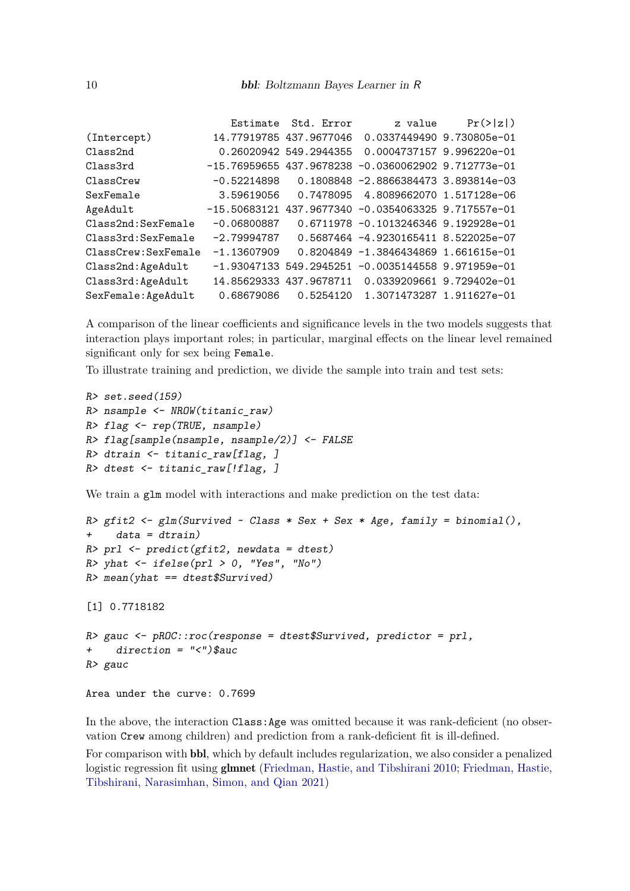```
                    Estimate  Std. Error       z value     Pr(>|z|)
(Intercept)        14.77919785 437.9677046  0.0337449490 9.730805e-01
Class2nd            0.26020942 549.2944355  0.0004737157 9.996220e-01
Class3rd          -15.76959655 437.9678238 -0.0360062902 9.712773e-01
ClassCrew          -0.52214898   0.1808848 -2.8866384473 3.893814e-03
SexFemale           3.59619056   0.7478095  4.8089662070 1.517128e-06
AgeAdult          -15.50683121 437.9677340 -0.0354063325 9.717557e-01
Class2nd:SexFemale -0.06800887   0.6711978 -0.1013246346 9.192928e-01
Class3rd:SexFemale -2.79994787   0.5687464 -4.9230165411 8.522025e-07
ClassCrew:SexFemale -1.13607909  0.8204849 -1.3846434869 1.661615e-01
Class2nd:AgeAdult  -1.93047133 549.2945251 -0.0035144558 9.971959e-01
Class3rd:AgeAdult  14.85629333 437.9678711  0.0339209661 9.729402e-01
SexFemale:AgeAdult  0.68679086   0.5254120  1.3071473287 1.911627e-01
```

A comparison of the linear coefficients and significance levels in the two models suggests that interaction plays important roles; in particular, marginal effects on the linear level remained significant only for sex being `Female`.

To illustrate training and prediction, we divide the sample into train and test sets:

```
R> set.seed(159)
R> nsample <- NROW(titanic_raw)
R> flag <- rep(TRUE, nsample)
R> flag[sample(nsample, nsample/2)] <- FALSE
R> dtrain <- titanic_raw[flag, ]
R> dtest <- titanic_raw[!flag, ]
```

We train a `glm` model with interactions and make prediction on the test data:

```
R> gfit2 <- glm(Survived ~ Class * Sex + Sex * Age, family = binomial(),
+    data = dtrain)
R> prl <- predict(gfit2, newdata = dtest)
R> yhat <- ifelse(prl > 0, "Yes", "No")
R> mean(yhat == dtest$Survived)

[1] 0.7718182

R> gauc <- pROC::roc(response = dtest$Survived, predictor = prl,
+    direction = "<")$auc
R> gauc

Area under the curve: 0.7699
```

In the above, the interaction `Class:Age` was omitted because it was rank-deficient (no observation `Crew` among children) and prediction from a rank-deficient fit is ill-defined.

For comparison with **bbl**, which by default includes regularization, we also consider a penalized logistic regression fit using **glmnet** (Friedman, Hastie, and Tibshirani 2010; Friedman, Hastie, Tibshirani, Narasimhan, Simon, and Qian 2021)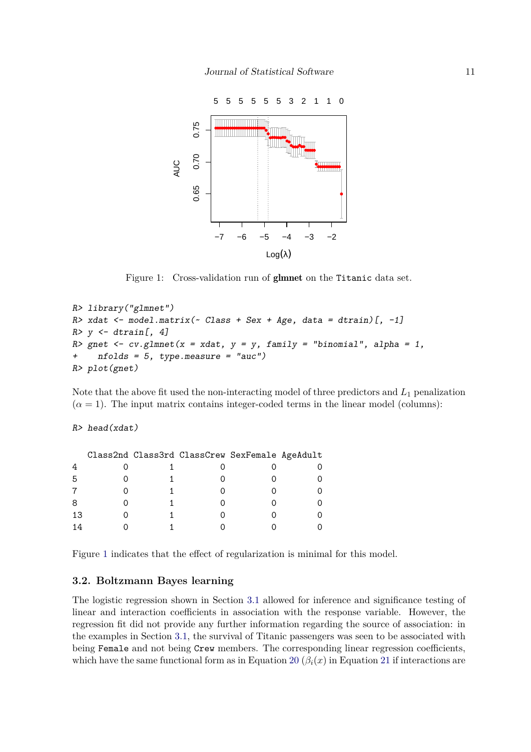Figure 1: Cross-validation run of **glmnet** on the `Titanic` data set.

```
R> library("glmnet")
R> xdat <- model.matrix(~ Class + Sex + Age, data = dtrain)[, -1]
R> y <- dtrain[, 4]
R> gnet <- cv.glmnet(x = xdat, y = y, family = "binomial", alpha = 1,
+    nfolds = 5, type.measure = "auc")
R> plot(gnet)
```

Note that the above fit used the non-interacting model of three predictors and $L_1$ penalization ($\alpha = 1$). The input matrix contains integer-coded terms in the linear model (columns):

```
R> head(xdat)
```

```
   Class2nd Class3rd ClassCrew SexFemale AgeAdult
4         0        1         0         0        0
5         0        1         0         0        0
7         0        1         0         0        0
8         0        1         0         0        0
13        0        1         0         0        0
14        0        1         0         0        0
```

Figure 1 indicates that the effect of regularization is minimal for this model.

### 3.2. Boltzmann Bayes learning

The logistic regression shown in Section 3.1 allowed for inference and significance testing of linear and interaction coefficients in association with the response variable. However, the regression fit did not provide any further information regarding the source of association: in the examples in Section 3.1, the survival of Titanic passengers was seen to be associated with being `Female` and not being `Crew` members. The corresponding linear regression coefficients, which have the same functional form as in Equation 20 ($\beta_i(x)$ in Equation 21 if interactions are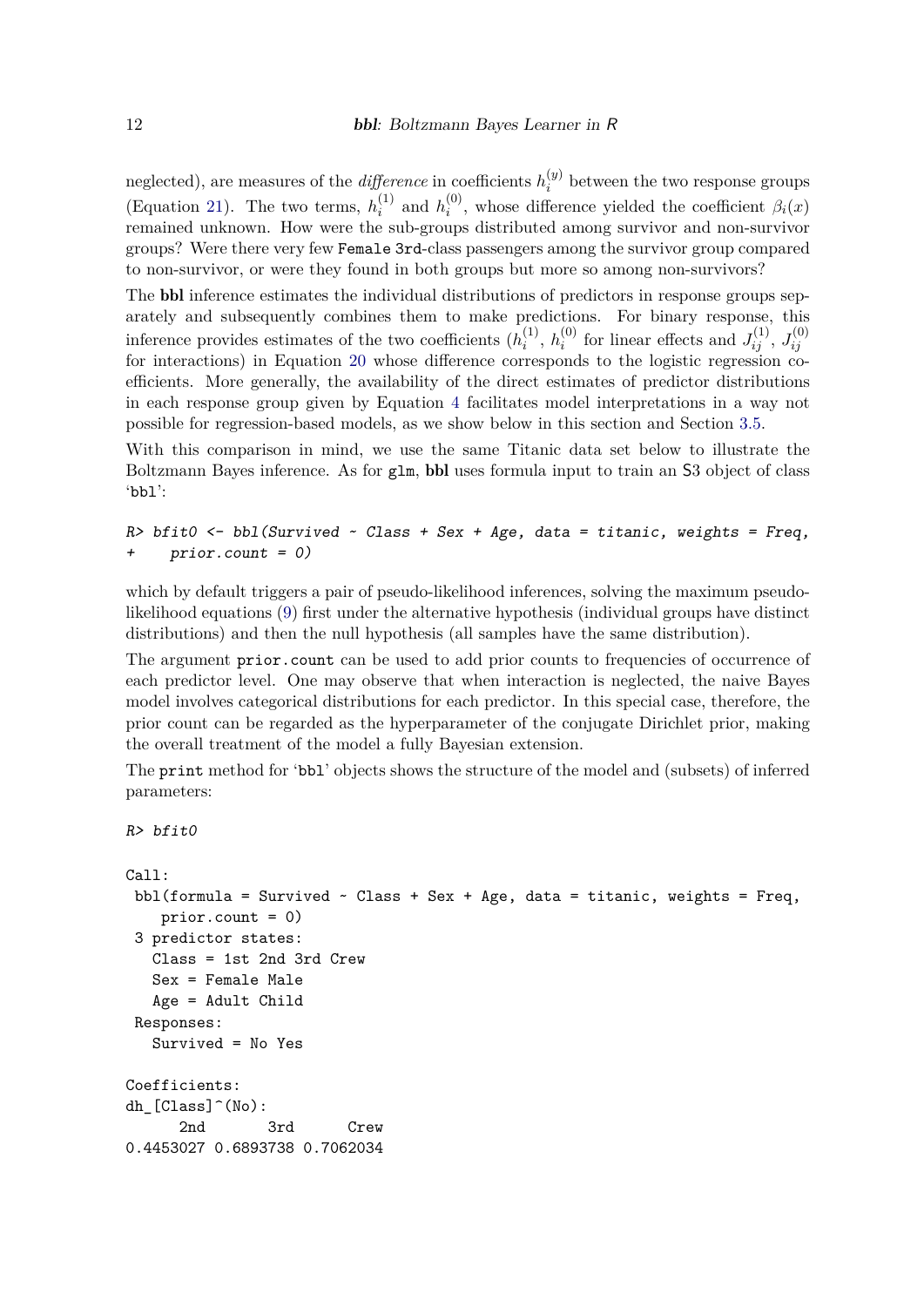neglected), are measures of the *difference* in coefficients $h_i^{(y)}$ between the two response groups (Equation 21). The two terms, $h_i^{(1)}$ and $h_i^{(0)}$, whose difference yielded the coefficient $\beta_i(x)$ remained unknown. How were the sub-groups distributed among survivor and non-survivor groups? Were there very few `Female 3rd`-class passengers among the survivor group compared to non-survivor, or were they found in both groups but more so among non-survivors?

The **bbl** inference estimates the individual distributions of predictors in response groups separately and subsequently combines them to make predictions. For binary response, this inference provides estimates of the two coefficients ($h_i^{(1)}$, $h_i^{(0)}$ for linear effects and $J_{ij}^{(1)}$, $J_{ij}^{(0)}$ for interactions) in Equation 20 whose difference corresponds to the logistic regression coefficients. More generally, the availability of the direct estimates of predictor distributions in each response group given by Equation 4 facilitates model interpretations in a way not possible for regression-based models, as we show below in this section and Section 3.5.

With this comparison in mind, we use the same Titanic data set below to illustrate the Boltzmann Bayes inference. As for `glm`, **bbl** uses formula input to train an S3 object of class '`bbl`':

```
R> bfit0 <- bbl(Survived ~ Class + Sex + Age, data = titanic, weights = Freq,
+     prior.count = 0)
```

which by default triggers a pair of pseudo-likelihood inferences, solving the maximum pseudo-likelihood equations (9) first under the alternative hypothesis (individual groups have distinct distributions) and then the null hypothesis (all samples have the same distribution).

The argument `prior.count` can be used to add prior counts to frequencies of occurrence of each predictor level. One may observe that when interaction is neglected, the naive Bayes model involves categorical distributions for each predictor. In this special case, therefore, the prior count can be regarded as the hyperparameter of the conjugate Dirichlet prior, making the overall treatment of the model a fully Bayesian extension.

The `print` method for '`bbl`' objects shows the structure of the model and (subsets) of inferred parameters:

```
R> bfit0

Call:
 bbl(formula = Survived ~ Class + Sex + Age, data = titanic, weights = Freq,
    prior.count = 0)
 3 predictor states:
   Class = 1st 2nd 3rd Crew
   Sex = Female Male
   Age = Adult Child
 Responses:
   Survived = No Yes

Coefficients:
dh_[Class]^(No):
      2nd       3rd      Crew
0.4453027 0.6893738 0.7062034
```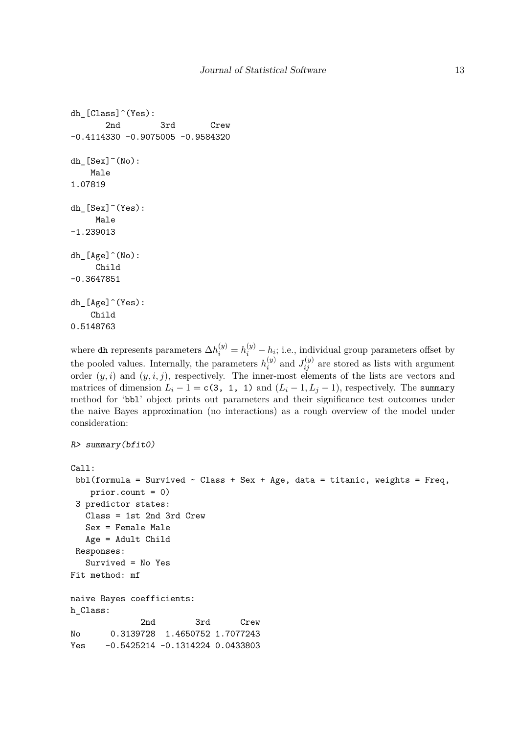```
dh_[Class]^(Yes):
       2nd        3rd       Crew
-0.4114330 -0.9075005 -0.9584320

dh_[Sex]^(No):
    Male
1.07819

dh_[Sex]^(Yes):
     Male
-1.239013

dh_[Age]^(No):
     Child
-0.3647851

dh_[Age]^(Yes):
    Child
0.5148763
```

where dh represents parameters $\Delta h_i^{(y)} = h_i^{(y)} - h_i$; i.e., individual group parameters offset by the pooled values. Internally, the parameters $h_i^{(y)}$ and $J_{ij}^{(y)}$ are stored as lists with argument order $(y, i)$ and $(y, i, j)$, respectively. The inner-most elements of the lists are vectors and matrices of dimension $L_i - 1 =$ `c(3, 1, 1)` and $(L_i - 1, L_j - 1)$, respectively. The `summary` method for 'bbl' object prints out parameters and their significance test outcomes under the naive Bayes approximation (no interactions) as a rough overview of the model under consideration:

```
R> summary(bfit0)

Call:
 bbl(formula = Survived ~ Class + Sex + Age, data = titanic, weights = Freq,
    prior.count = 0)
 3 predictor states:
   Class = 1st 2nd 3rd Crew
   Sex = Female Male
   Age = Adult Child
 Responses:
   Survived = No Yes
Fit method: mf

naive Bayes coefficients:
h_Class:
              2nd        3rd      Crew
No      0.3139728  1.4650752 1.7077243
Yes    -0.5425214 -0.1314224 0.0433803
```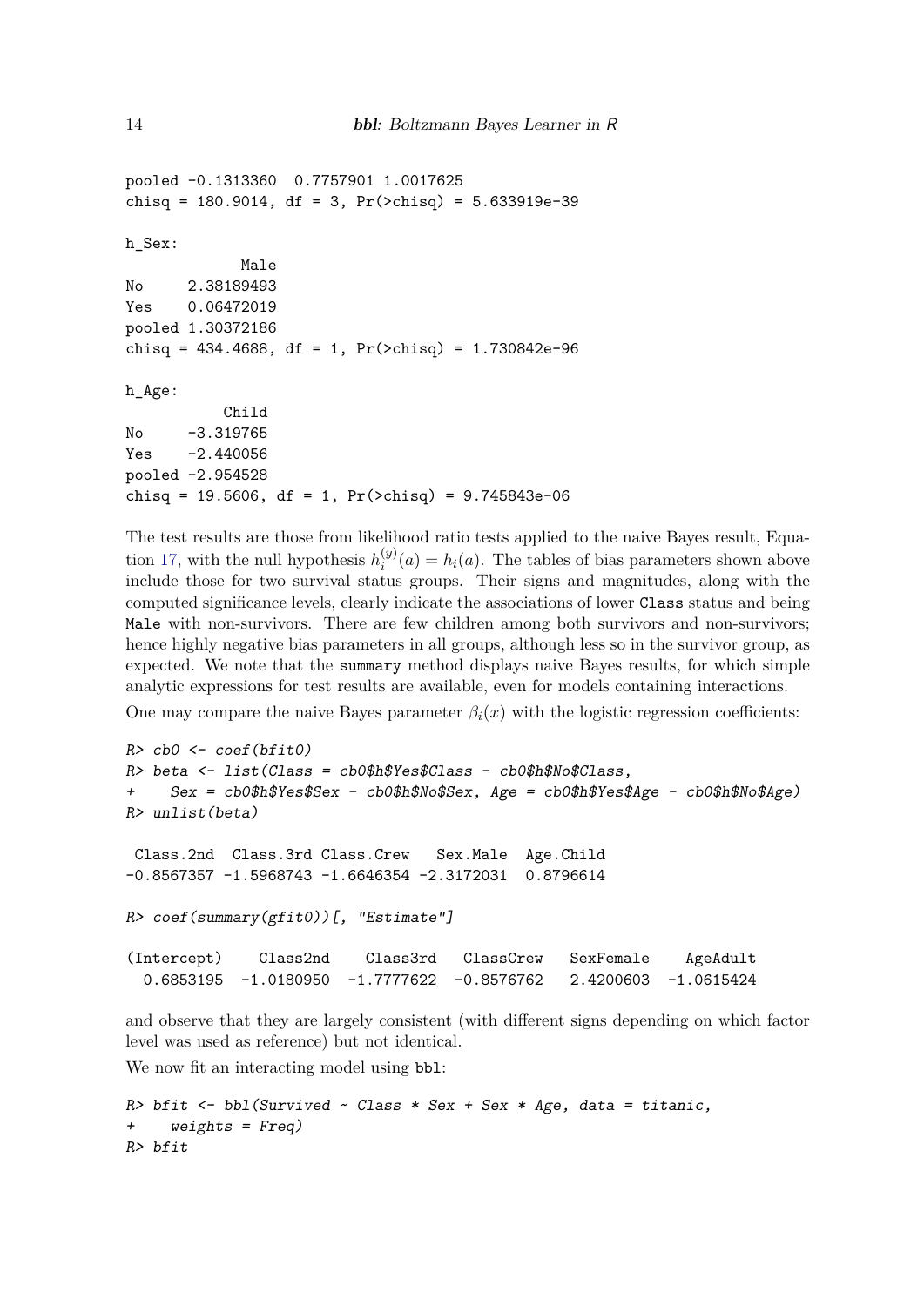```
pooled -0.1313360  0.7757901 1.0017625
chisq = 180.9014, df = 3, Pr(>chisq) = 5.633919e-39

h_Sex:
             Male
No     2.38189493
Yes    0.06472019
pooled 1.30372186
chisq = 434.4688, df = 1, Pr(>chisq) = 1.730842e-96

h_Age:
           Child
No     -3.319765
Yes    -2.440056
pooled -2.954528
chisq = 19.5606, df = 1, Pr(>chisq) = 9.745843e-06
```

The test results are those from likelihood ratio tests applied to the naive Bayes result, Equation 17, with the null hypothesis $h_i^{(y)}(a) = h_i(a)$. The tables of bias parameters shown above include those for two survival status groups. Their signs and magnitudes, along with the computed significance levels, clearly indicate the associations of lower `Class` status and being `Male` with non-survivors. There are few children among both survivors and non-survivors; hence highly negative bias parameters in all groups, although less so in the survivor group, as expected. We note that the `summary` method displays naive Bayes results, for which simple analytic expressions for test results are available, even for models containing interactions.

One may compare the naive Bayes parameter $\beta_i(x)$ with the logistic regression coefficients:

```
R> cb0 <- coef(bfit0)
R> beta <- list(Class = cb0$h$Yes$Class - cb0$h$No$Class,
+    Sex = cb0$h$Yes$Sex - cb0$h$No$Sex, Age = cb0$h$Yes$Age - cb0$h$No$Age)
R> unlist(beta)

 Class.2nd  Class.3rd Class.Crew   Sex.Male  Age.Child 
-0.8567357 -1.5968743 -1.6646354 -2.3172031  0.8796614 

R> coef(summary(gfit0))[, "Estimate"]

(Intercept)    Class2nd    Class3rd   ClassCrew   SexFemale    AgeAdult 
  0.6853195  -1.0180950  -1.7777622  -0.8576762   2.4200603  -1.0615424 
```

and observe that they are largely consistent (with different signs depending on which factor level was used as reference) but not identical.

We now fit an interacting model using `bbl`:

```
R> bfit <- bbl(Survived ~ Class * Sex + Sex * Age, data = titanic,
+    weights = Freq)
R> bfit
```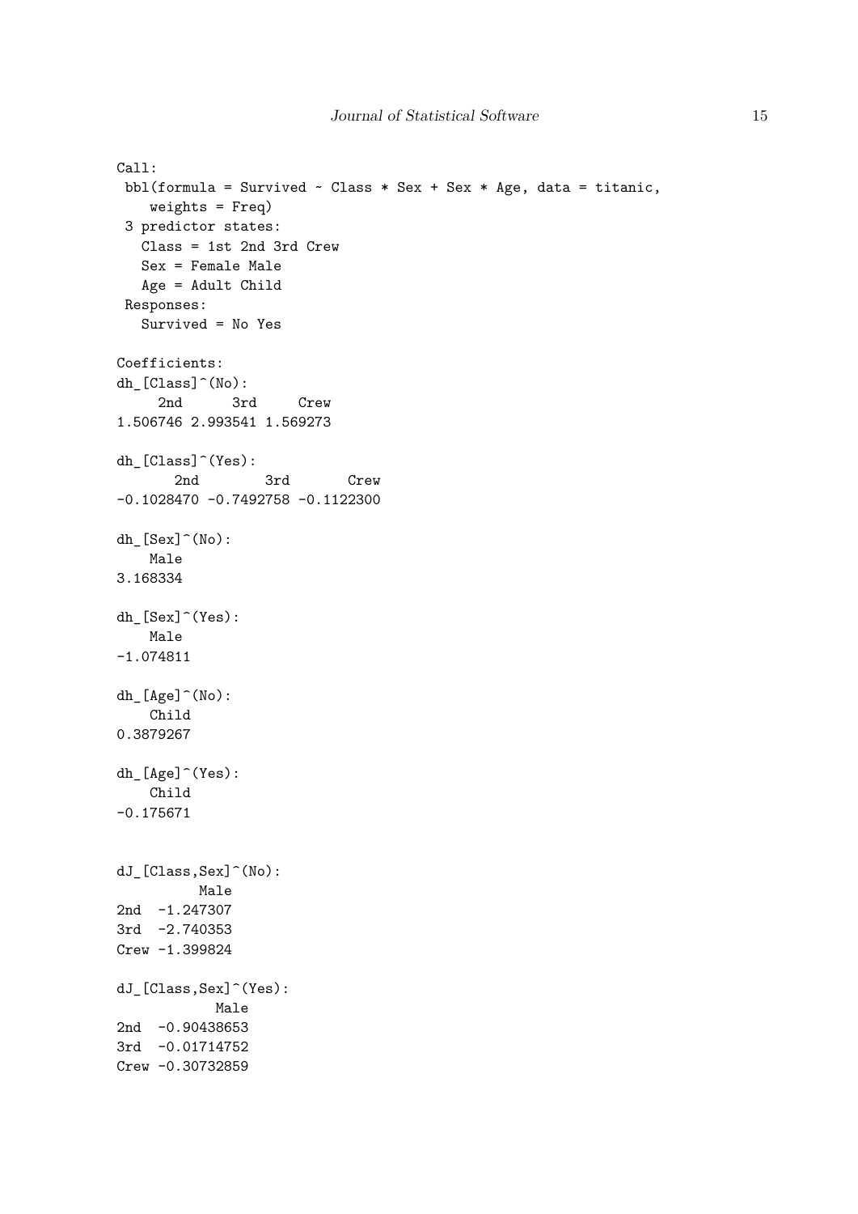```
Call:
 bbl(formula = Survived ~ Class * Sex + Sex * Age, data = titanic,
    weights = Freq)
 3 predictor states:
   Class = 1st 2nd 3rd Crew
   Sex = Female Male
   Age = Adult Child
 Responses:
   Survived = No Yes

Coefficients:
dh_[Class]^(No):
     2nd      3rd     Crew
1.506746 2.993541 1.569273

dh_[Class]^(Yes):
       2nd        3rd       Crew
-0.1028470 -0.7492758 -0.1122300

dh_[Sex]^(No):
    Male
3.168334

dh_[Sex]^(Yes):
    Male
-1.074811

dh_[Age]^(No):
    Child
0.3879267

dh_[Age]^(Yes):
    Child
-0.175671


dJ_[Class,Sex]^(No):
          Male
2nd  -1.247307
3rd  -2.740353
Crew -1.399824

dJ_[Class,Sex]^(Yes):
            Male
2nd  -0.90438653
3rd  -0.01714752
Crew -0.30732859
```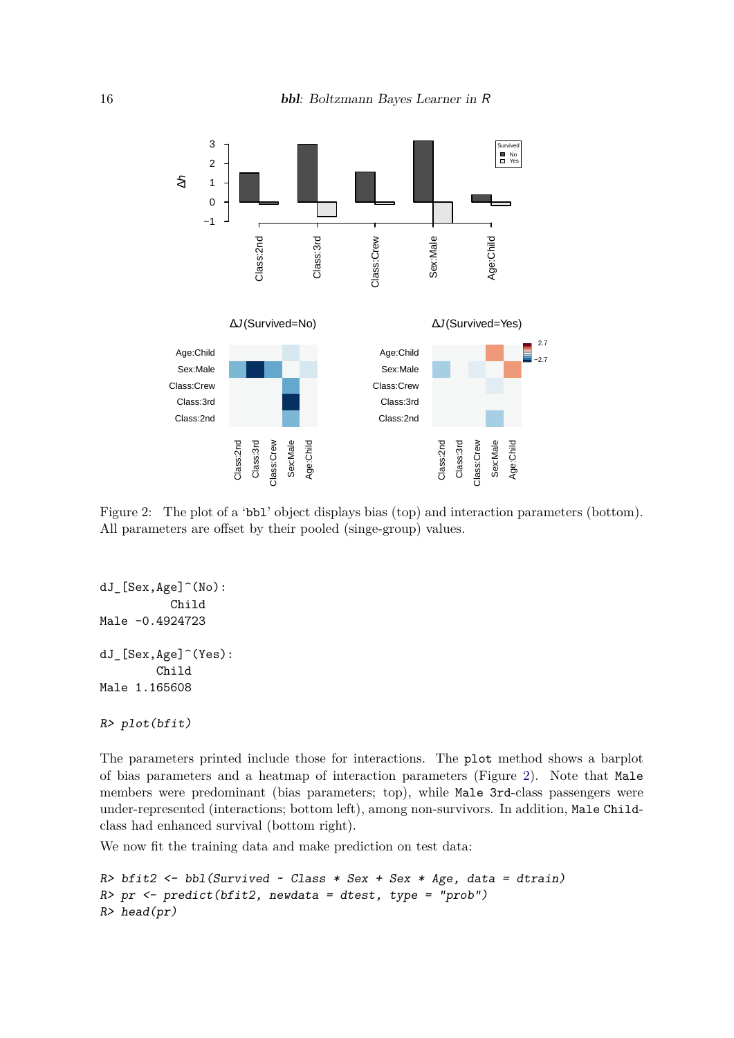Figure 2: The plot of a 'bbl' object displays bias (top) and interaction parameters (bottom). All parameters are offset by their pooled (singe-group) values.

```
dJ_[Sex,Age]^(No):
          Child
Male -0.4924723

dJ_[Sex,Age]^(Yes):
        Child
Male 1.165608

R> plot(bfit)
```

The parameters printed include those for interactions. The `plot` method shows a barplot of bias parameters and a heatmap of interaction parameters (Figure 2). Note that `Male` members were predominant (bias parameters; top), while `Male 3rd`-class passengers were under-represented (interactions; bottom left), among non-survivors. In addition, `Male Child`-class had enhanced survival (bottom right).

We now fit the training data and make prediction on test data:

```
R> bfit2 <- bbl(Survived ~ Class * Sex + Sex * Age, data = dtrain)
R> pr <- predict(bfit2, newdata = dtest, type = "prob")
R> head(pr)
```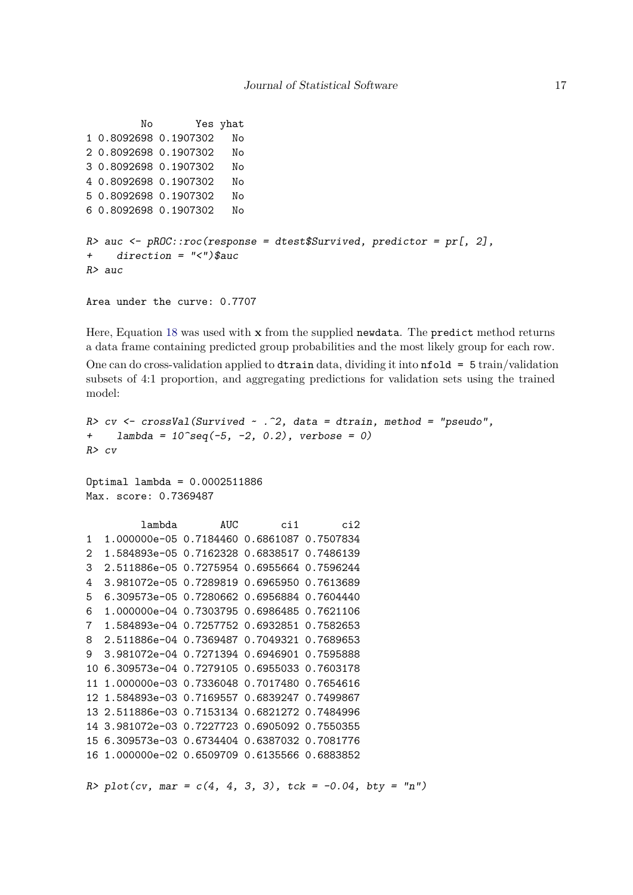```
         No       Yes yhat
1 0.8092698 0.1907302   No
2 0.8092698 0.1907302   No
3 0.8092698 0.1907302   No
4 0.8092698 0.1907302   No
5 0.8092698 0.1907302   No
6 0.8092698 0.1907302   No
```

```
R> auc <- pROC::roc(response = dtest$Survived, predictor = pr[, 2],
+    direction = "<")$auc
R> auc
```

```
Area under the curve: 0.7707
```

Here, Equation 18 was used with **x** from the supplied `newdata`. The `predict` method returns a data frame containing predicted group probabilities and the most likely group for each row.

One can do cross-validation applied to `dtrain` data, dividing it into `nfold = 5` train/validation subsets of 4:1 proportion, and aggregating predictions for validation sets using the trained model:

```
R> cv <- crossVal(Survived ~ .^2, data = dtrain, method = "pseudo",
+    lambda = 10^seq(-5, -2, 0.2), verbose = 0)
R> cv
```

```
Optimal lambda = 0.0002511886
Max. score: 0.7369487

         lambda       AUC       ci1       ci2
1  1.000000e-05 0.7184460 0.6861087 0.7507834
2  1.584893e-05 0.7162328 0.6838517 0.7486139
3  2.511886e-05 0.7275954 0.6955664 0.7596244
4  3.981072e-05 0.7289819 0.6965950 0.7613689
5  6.309573e-05 0.7280662 0.6956884 0.7604440
6  1.000000e-04 0.7303795 0.6986485 0.7621106
7  1.584893e-04 0.7257752 0.6932851 0.7582653
8  2.511886e-04 0.7369487 0.7049321 0.7689653
9  3.981072e-04 0.7271394 0.6946901 0.7595888
10 6.309573e-04 0.7279105 0.6955033 0.7603178
11 1.000000e-03 0.7336048 0.7017480 0.7654616
12 1.584893e-03 0.7169557 0.6839247 0.7499867
13 2.511886e-03 0.7153134 0.6821272 0.7484996
14 3.981072e-03 0.7227723 0.6905092 0.7550355
15 6.309573e-03 0.6734404 0.6387032 0.7081776
16 1.000000e-02 0.6509709 0.6135566 0.6883852
```

```
R> plot(cv, mar = c(4, 4, 3, 3), tck = -0.04, bty = "n")
```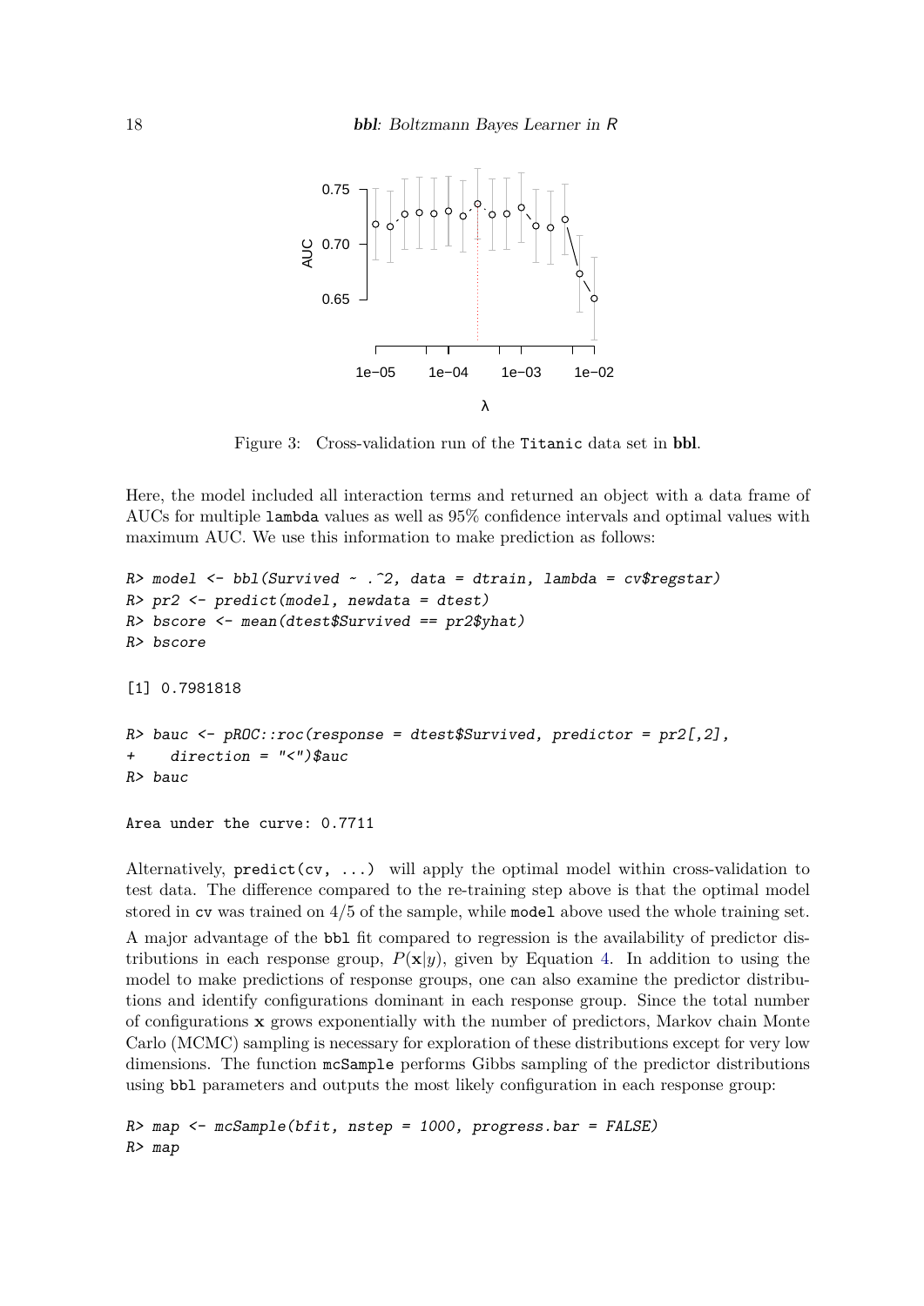Figure 3: Cross-validation run of the Titanic data set in **bbl**.

Here, the model included all interaction terms and returned an object with a data frame of AUCs for multiple lambda values as well as 95% confidence intervals and optimal values with maximum AUC. We use this information to make prediction as follows:

```
R> model <- bbl(Survived ~ .^2, data = dtrain, lambda = cv$regstar)
R> pr2 <- predict(model, newdata = dtest)
R> bscore <- mean(dtest$Survived == pr2$yhat)
R> bscore
```

```
[1] 0.7981818
```

```
R> bauc <- pROC::roc(response = dtest$Survived, predictor = pr2[,2],
+    direction = "<")$auc
R> bauc
```

```
Area under the curve: 0.7711
```

Alternatively, `predict(cv, ...)` will apply the optimal model within cross-validation to test data. The difference compared to the re-training step above is that the optimal model stored in `cv` was trained on 4/5 of the sample, while `model` above used the whole training set.

A major advantage of the `bbl` fit compared to regression is the availability of predictor distributions in each response group, $P(\mathbf{x}|y)$, given by Equation 4. In addition to using the model to make predictions of response groups, one can also examine the predictor distributions and identify configurations dominant in each response group. Since the total number of configurations $\mathbf{x}$ grows exponentially with the number of predictors, Markov chain Monte Carlo (MCMC) sampling is necessary for exploration of these distributions except for very low dimensions. The function `mcSample` performs Gibbs sampling of the predictor distributions using `bbl` parameters and outputs the most likely configuration in each response group:

```
R> map <- mcSample(bfit, nstep = 1000, progress.bar = FALSE)
R> map
```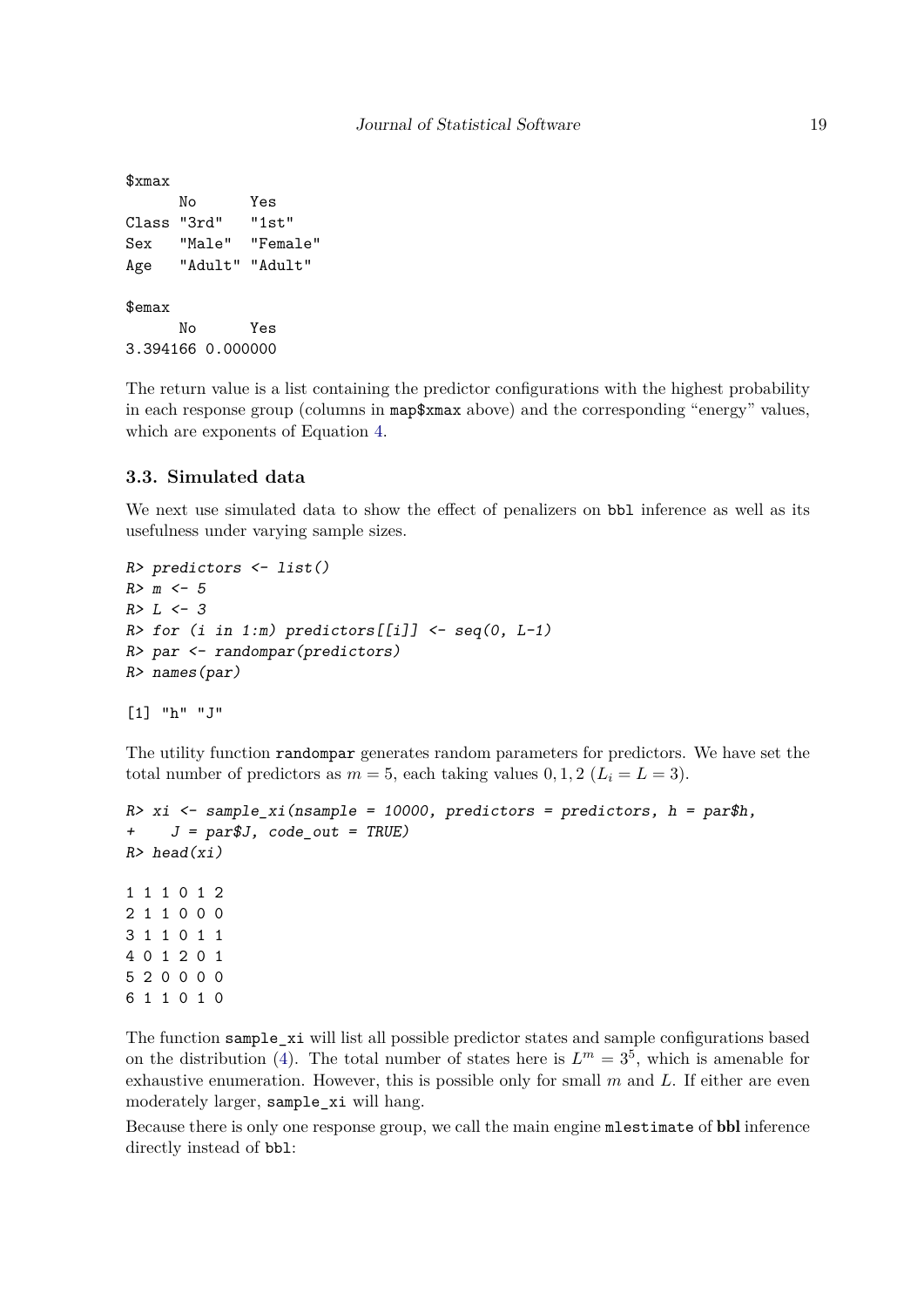```
$xmax
      No      Yes
Class "3rd"   "1st"
Sex   "Male"  "Female"
Age   "Adult" "Adult"

$emax
      No      Yes
3.394166 0.000000
```

The return value is a list containing the predictor configurations with the highest probability in each response group (columns in `map$xmax` above) and the corresponding "energy" values, which are exponents of Equation 4.

### 3.3. Simulated data

We next use simulated data to show the effect of penalizers on `bbl` inference as well as its usefulness under varying sample sizes.

```
R> predictors <- list()
R> m <- 5
R> L <- 3
R> for (i in 1:m) predictors[[i]] <- seq(0, L-1)
R> par <- randompar(predictors)
R> names(par)

[1] "h" "J"
```

The utility function `randompar` generates random parameters for predictors. We have set the total number of predictors as $m = 5$, each taking values $0, 1, 2$ ($L_i = L = 3$).

```
R> xi <- sample_xi(nsample = 10000, predictors = predictors, h = par$h,
+    J = par$J, code_out = TRUE)
R> head(xi)

1 1 1 0 1 2
2 1 1 0 0 0
3 1 1 0 1 1
4 0 1 2 0 1
5 2 0 0 0 0
6 1 1 0 1 0
```

The function `sample_xi` will list all possible predictor states and sample configurations based on the distribution (4). The total number of states here is $L^m = 3^5$, which is amenable for exhaustive enumeration. However, this is possible only for small $m$ and $L$. If either are even moderately larger, `sample_xi` will hang.

Because there is only one response group, we call the main engine `mlestimate` of **bbl** inference directly instead of `bbl`: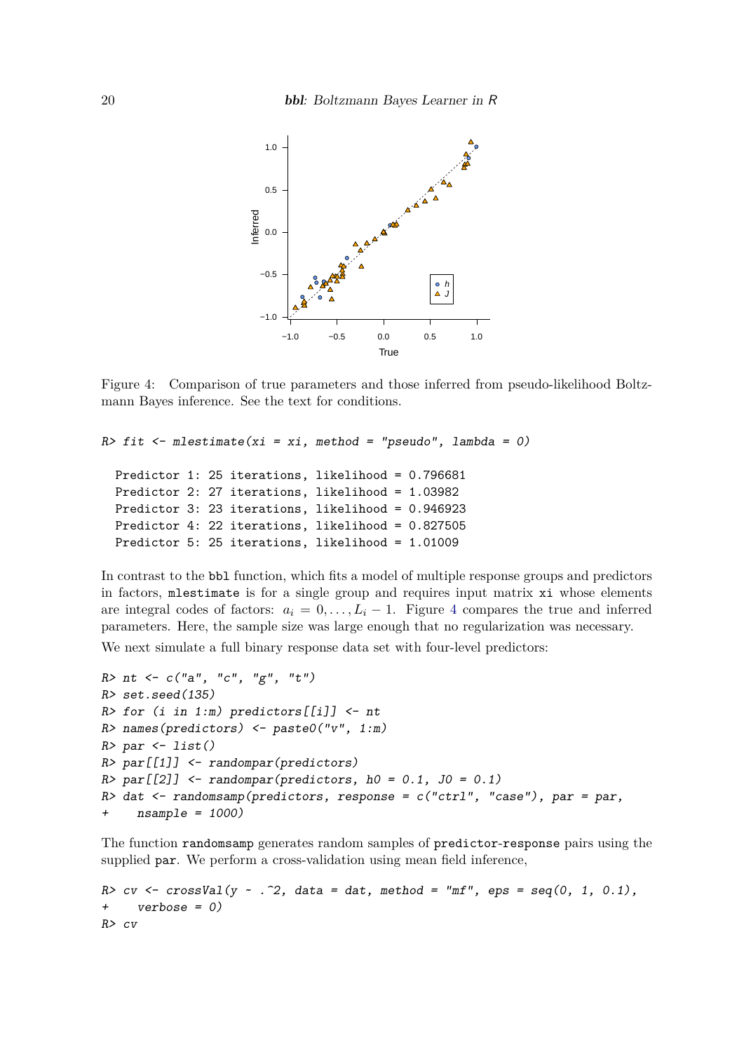Figure 4: Comparison of true parameters and those inferred from pseudo-likelihood Boltzmann Bayes inference. See the text for conditions.

```
R> fit <- mlestimate(xi = xi, method = "pseudo", lambda = 0)

  Predictor 1: 25 iterations, likelihood = 0.796681
  Predictor 2: 27 iterations, likelihood = 1.03982
  Predictor 3: 23 iterations, likelihood = 0.946923
  Predictor 4: 22 iterations, likelihood = 0.827505
  Predictor 5: 25 iterations, likelihood = 1.01009
```

In contrast to the `bbl` function, which fits a model of multiple response groups and predictors in factors, `mlestimate` is for a single group and requires input matrix `xi` whose elements are integral codes of factors: $a_i = 0, \ldots, L_i - 1$. Figure 4 compares the true and inferred parameters. Here, the sample size was large enough that no regularization was necessary.

We next simulate a full binary response data set with four-level predictors:

```
R> nt <- c("a", "c", "g", "t")
R> set.seed(135)
R> for (i in 1:m) predictors[[i]] <- nt
R> names(predictors) <- paste0("v", 1:m)
R> par <- list()
R> par[[1]] <- randompar(predictors)
R> par[[2]] <- randompar(predictors, h0 = 0.1, J0 = 0.1)
R> dat <- randomsamp(predictors, response = c("ctrl", "case"), par = par,
+    nsample = 1000)
```

The function `randomsamp` generates random samples of `predictor`-`response` pairs using the supplied `par`. We perform a cross-validation using mean field inference,

```
R> cv <- crossVal(y ~ .^2, data = dat, method = "mf", eps = seq(0, 1, 0.1),
+    verbose = 0)
R> cv
```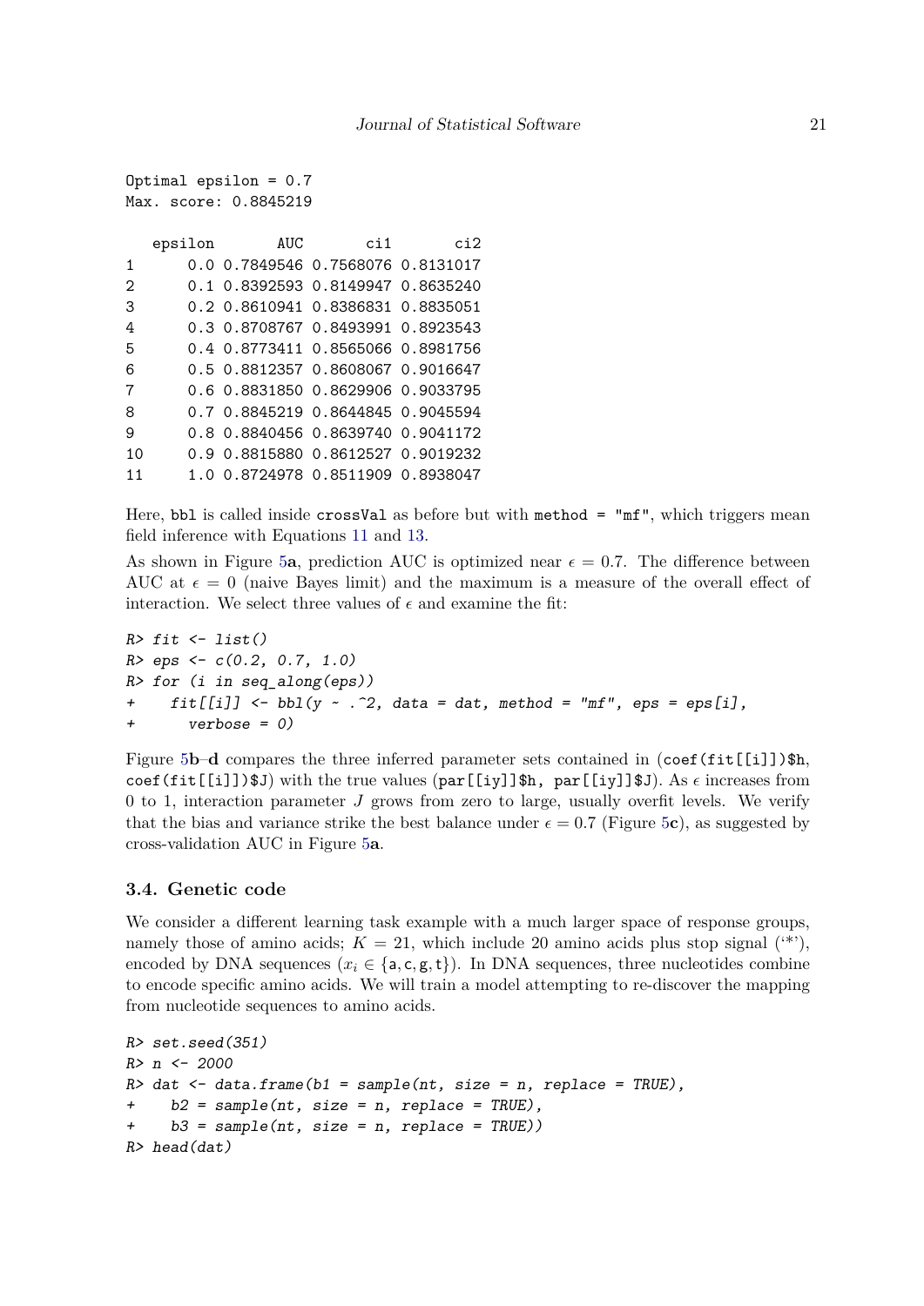```
Optimal epsilon = 0.7
Max. score: 0.8845219

   epsilon       AUC       ci1       ci2
1      0.0 0.7849546 0.7568076 0.8131017
2      0.1 0.8392593 0.8149947 0.8635240
3      0.2 0.8610941 0.8386831 0.8835051
4      0.3 0.8708767 0.8493991 0.8923543
5      0.4 0.8773411 0.8565066 0.8981756
6      0.5 0.8812357 0.8608067 0.9016647
7      0.6 0.8831850 0.8629906 0.9033795
8      0.7 0.8845219 0.8644845 0.9045594
9      0.8 0.8840456 0.8639740 0.9041172
10     0.9 0.8815880 0.8612527 0.9019232
11     1.0 0.8724978 0.8511909 0.8938047
```

Here, `bbl` is called inside `crossVal` as before but with `method = "mf"`, which triggers mean field inference with Equations 11 and 13.

As shown in Figure 5**a**, prediction AUC is optimized near $\epsilon = 0.7$. The difference between AUC at $\epsilon = 0$ (naive Bayes limit) and the maximum is a measure of the overall effect of interaction. We select three values of $\epsilon$ and examine the fit:

```
R> fit <- list()
R> eps <- c(0.2, 0.7, 1.0)
R> for (i in seq_along(eps))
+    fit[[i]] <- bbl(y ~ .^2, data = dat, method = "mf", eps = eps[i],
+      verbose = 0)
```

Figure 5**b**–**d** compares the three inferred parameter sets contained in (`coef(fit[[i]])$h`, `coef(fit[[i]])$J`) with the true values (`par[[iy]]$h, par[[iy]]$J`). As $\epsilon$ increases from 0 to 1, interaction parameter $J$ grows from zero to large, usually overfit levels. We verify that the bias and variance strike the best balance under $\epsilon = 0.7$ (Figure 5**c**), as suggested by cross-validation AUC in Figure 5**a**.

### 3.4. Genetic code

We consider a different learning task example with a much larger space of response groups, namely those of amino acids; $K = 21$, which include 20 amino acids plus stop signal ('*'), encoded by DNA sequences ($x_i \in \{\mathtt{a}, \mathtt{c}, \mathtt{g}, \mathtt{t}\}$). In DNA sequences, three nucleotides combine to encode specific amino acids. We will train a model attempting to re-discover the mapping from nucleotide sequences to amino acids.

```
R> set.seed(351)
R> n <- 2000
R> dat <- data.frame(b1 = sample(nt, size = n, replace = TRUE),
+    b2 = sample(nt, size = n, replace = TRUE),
+    b3 = sample(nt, size = n, replace = TRUE))
R> head(dat)
```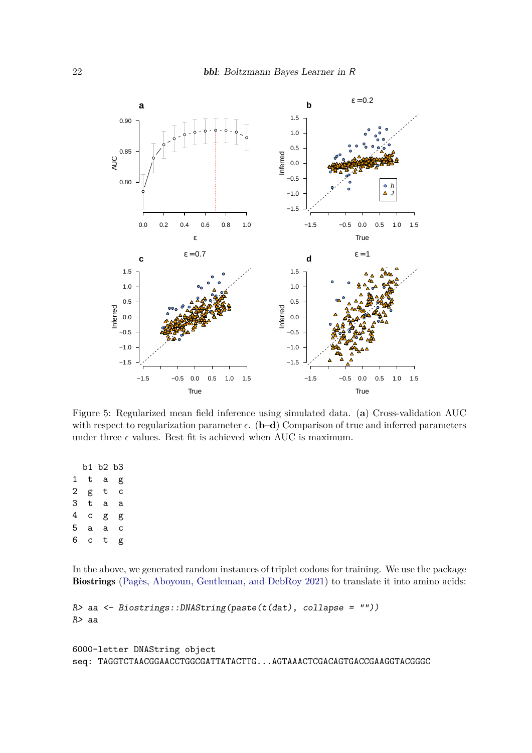Figure 5: Regularized mean field inference using simulated data. (**a**) Cross-validation AUC with respect to regularization parameter $\epsilon$. (**b**–**d**) Comparison of true and inferred parameters under three $\epsilon$ values. Best fit is achieved when AUC is maximum.

```
  b1 b2 b3
1  t  a  g
2  g  t  c
3  t  a  a
4  c  g  g
5  a  a  c
6  c  t  g
```

In the above, we generated random instances of triplet codons for training. We use the package **Biostrings** (Pagès, Aboyoun, Gentleman, and DebRoy 2021) to translate it into amino acids:

```
R> aa <- Biostrings::DNAString(paste(t(dat), collapse = ""))
R> aa
```

```
6000-letter DNAString object
seq: TAGGTCTAACGGAACCTGGCGATTATACTTG...AGTAAACTCGACAGTGACCGAAGGTACGGGC
```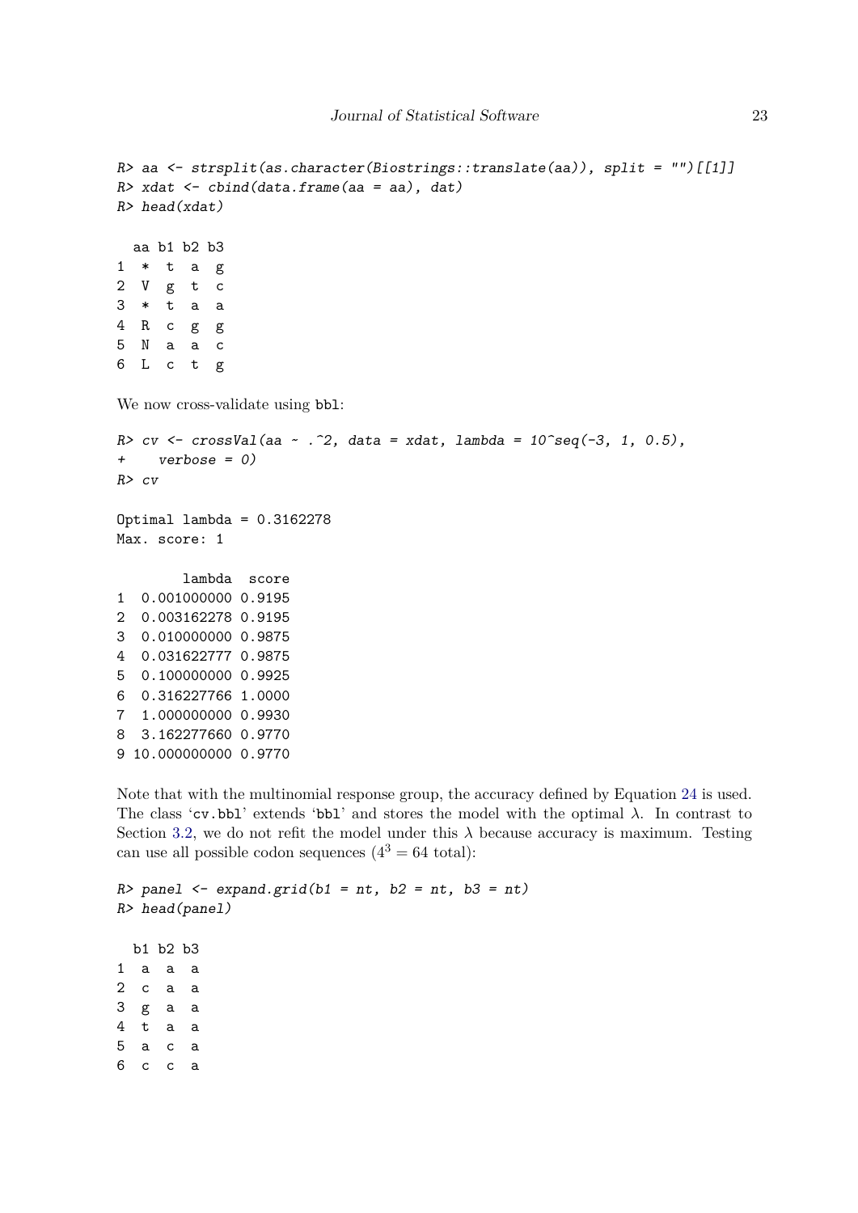```
R> aa <- strsplit(as.character(Biostrings::translate(aa)), split = "")[[1]]
R> xdat <- cbind(data.frame(aa = aa), dat)
R> head(xdat)

  aa b1 b2 b3
1  *  t  a  g
2  V  g  t  c
3  *  t  a  a
4  R  c  g  g
5  N  a  a  c
6  L  c  t  g
```

We now cross-validate using `bbl`:

```
R> cv <- crossVal(aa ~ .^2, data = xdat, lambda = 10^seq(-3, 1, 0.5),
+    verbose = 0)
R> cv

Optimal lambda = 0.3162278
Max. score: 1

        lambda  score
1  0.001000000 0.9195
2  0.003162278 0.9195
3  0.010000000 0.9875
4  0.031622777 0.9875
5  0.100000000 0.9925
6  0.316227766 1.0000
7  1.000000000 0.9930
8  3.162277660 0.9770
9 10.000000000 0.9770
```

Note that with the multinomial response group, the accuracy defined by Equation 24 is used. The class '`cv.bbl`' extends '`bbl`' and stores the model with the optimal $\lambda$. In contrast to Section 3.2, we do not refit the model under this $\lambda$ because accuracy is maximum. Testing can use all possible codon sequences ($4^3 = 64$ total):

```
R> panel <- expand.grid(b1 = nt, b2 = nt, b3 = nt)
R> head(panel)

  b1 b2 b3
1  a  a  a
2  c  a  a
3  g  a  a
4  t  a  a
5  a  c  a
6  c  c  a
```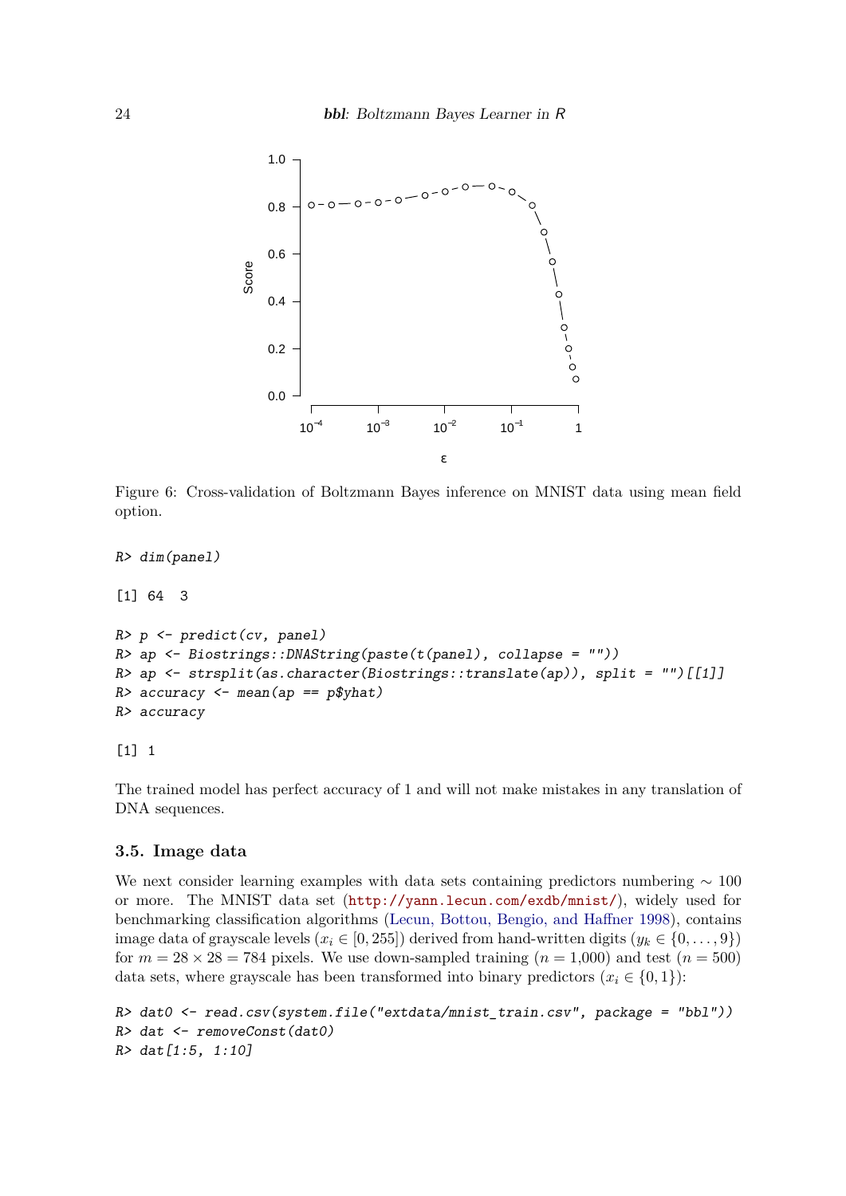Figure 6: Cross-validation of Boltzmann Bayes inference on MNIST data using mean field option.

```
R> dim(panel)

[1] 64  3

R> p <- predict(cv, panel)
R> ap <- Biostrings::DNAString(paste(t(panel), collapse = ""))
R> ap <- strsplit(as.character(Biostrings::translate(ap)), split = "")[[1]]
R> accuracy <- mean(ap == p$yhat)
R> accuracy

[1] 1
```

The trained model has perfect accuracy of 1 and will not make mistakes in any translation of DNA sequences.

### 3.5. Image data

We next consider learning examples with data sets containing predictors numbering $\sim 100$ or more. The MNIST data set (http://yann.lecun.com/exdb/mnist/), widely used for benchmarking classification algorithms (Lecun, Bottou, Bengio, and Haffner 1998), contains image data of grayscale levels ($x_i \in [0, 255]$) derived from hand-written digits ($y_k \in \{0, \ldots, 9\}$) for $m = 28 \times 28 = 784$ pixels. We use down-sampled training ($n = 1{,}000$) and test ($n = 500$) data sets, where grayscale has been transformed into binary predictors ($x_i \in \{0, 1\}$):

```
R> dat0 <- read.csv(system.file("extdata/mnist_train.csv", package = "bbl"))
R> dat <- removeConst(dat0)
R> dat[1:5, 1:10]
```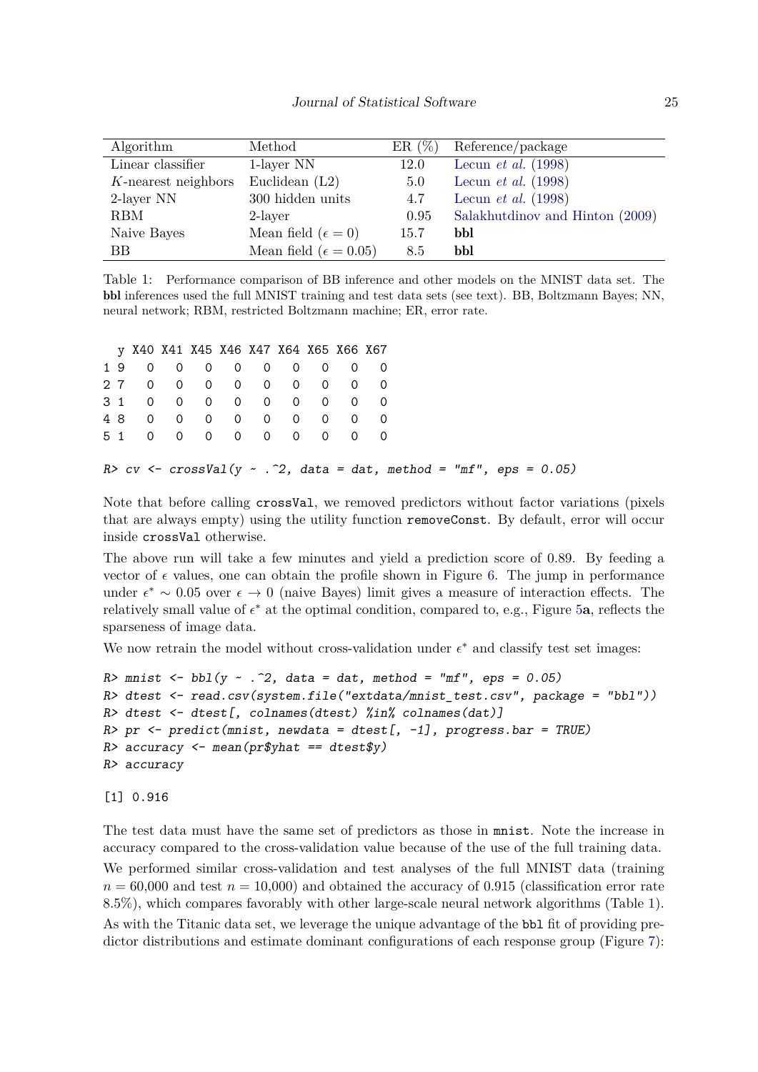| Algorithm | Method | ER (%) | Reference/package |
|---|---|---|---|
| Linear classifier | 1-layer NN | 12.0 | Lecun *et al.* (1998) |
| $K$-nearest neighbors | Euclidean (L2) | 5.0 | Lecun *et al.* (1998) |
| 2-layer NN | 300 hidden units | 4.7 | Lecun *et al.* (1998) |
| RBM | 2-layer | 0.95 | Salakhutdinov and Hinton (2009) |
| Naive Bayes | Mean field ($\epsilon = 0$) | 15.7 | **bbl** |
| BB | Mean field ($\epsilon = 0.05$) | 8.5 | **bbl** |

Table 1: Performance comparison of BB inference and other models on the MNIST data set. The **bbl** inferences used the full MNIST training and test data sets (see text). BB, Boltzmann Bayes; NN, neural network; RBM, restricted Boltzmann machine; ER, error rate.

```
  y X40 X41 X45 X46 X47 X64 X65 X66 X67
1 9   0   0   0   0   0   0   0   0   0
2 7   0   0   0   0   0   0   0   0   0
3 1   0   0   0   0   0   0   0   0   0
4 8   0   0   0   0   0   0   0   0   0
5 1   0   0   0   0   0   0   0   0   0

R> cv <- crossVal(y ~ .^2, data = dat, method = "mf", eps = 0.05)
```

Note that before calling `crossVal`, we removed predictors without factor variations (pixels that are always empty) using the utility function `removeConst`. By default, error will occur inside `crossVal` otherwise.

The above run will take a few minutes and yield a prediction score of 0.89. By feeding a vector of $\epsilon$ values, one can obtain the profile shown in Figure 6. The jump in performance under $\epsilon^* \sim 0.05$ over $\epsilon \to 0$ (naive Bayes) limit gives a measure of interaction effects. The relatively small value of $\epsilon^*$ at the optimal condition, compared to, e.g., Figure 5**a**, reflects the sparseness of image data.

We now retrain the model without cross-validation under $\epsilon^*$ and classify test set images:

```
R> mnist <- bbl(y ~ .^2, data = dat, method = "mf", eps = 0.05)
R> dtest <- read.csv(system.file("extdata/mnist_test.csv", package = "bbl"))
R> dtest <- dtest[, colnames(dtest) %in% colnames(dat)]
R> pr <- predict(mnist, newdata = dtest[, -1], progress.bar = TRUE)
R> accuracy <- mean(pr$yhat == dtest$y)
R> accuracy

[1] 0.916
```

The test data must have the same set of predictors as those in `mnist`. Note the increase in accuracy compared to the cross-validation value because of the use of the full training data.

We performed similar cross-validation and test analyses of the full MNIST data (training $n = 60{,}000$ and test $n = 10{,}000$) and obtained the accuracy of 0.915 (classification error rate 8.5%), which compares favorably with other large-scale neural network algorithms (Table 1).

As with the Titanic data set, we leverage the unique advantage of the `bbl` fit of providing predictor distributions and estimate dominant configurations of each response group (Figure 7):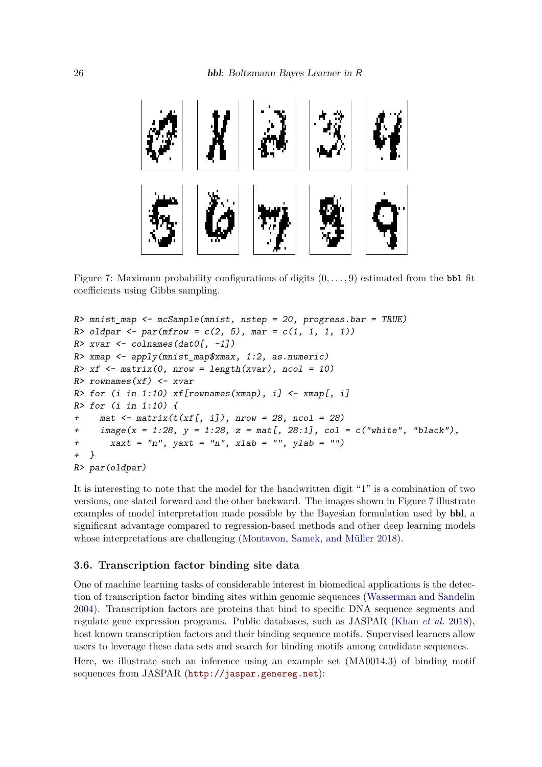Figure 7: Maximum probability configurations of digits $(0, \ldots, 9)$ estimated from the `bbl` fit coefficients using Gibbs sampling.

```
R> mnist_map <- mcSample(mnist, nstep = 20, progress.bar = TRUE)
R> oldpar <- par(mfrow = c(2, 5), mar = c(1, 1, 1, 1))
R> xvar <- colnames(dat0[, -1])
R> xmap <- apply(mnist_map$xmax, 1:2, as.numeric)
R> xf <- matrix(0, nrow = length(xvar), ncol = 10)
R> rownames(xf) <- xvar
R> for (i in 1:10) xf[rownames(xmap), i] <- xmap[, i]
R> for (i in 1:10) {
+    mat <- matrix(t(xf[, i]), nrow = 28, ncol = 28)
+    image(x = 1:28, y = 1:28, z = mat[, 28:1], col = c("white", "black"),
+      xaxt = "n", yaxt = "n", xlab = "", ylab = "")
+ }
R> par(oldpar)
```

It is interesting to note that the model for the handwritten digit "1" is a combination of two versions, one slated forward and the other backward. The images shown in Figure 7 illustrate examples of model interpretation made possible by the Bayesian formulation used by **bbl**, a significant advantage compared to regression-based methods and other deep learning models whose interpretations are challenging (Montavon, Samek, and Müller 2018).

### 3.6. Transcription factor binding site data

One of machine learning tasks of considerable interest in biomedical applications is the detection of transcription factor binding sites within genomic sequences (Wasserman and Sandelin 2004). Transcription factors are proteins that bind to specific DNA sequence segments and regulate gene expression programs. Public databases, such as JASPAR (Khan *et al.* 2018), host known transcription factors and their binding sequence motifs. Supervised learners allow users to leverage these data sets and search for binding motifs among candidate sequences.

Here, we illustrate such an inference using an example set (MA0014.3) of binding motif sequences from JASPAR (`http://jaspar.genereg.net`):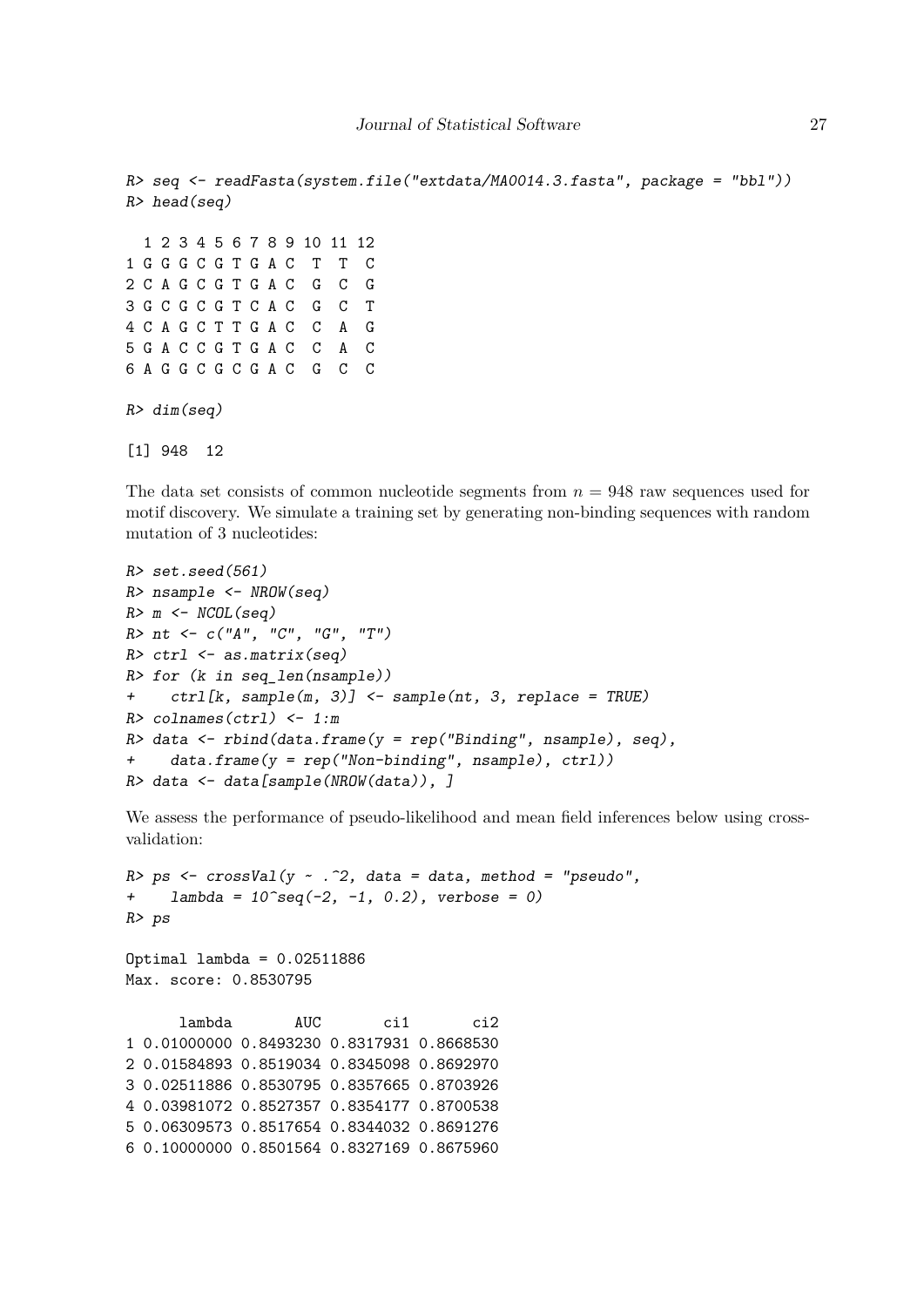```
R> seq <- readFasta(system.file("extdata/MA0014.3.fasta", package = "bbl"))
R> head(seq)

  1 2 3 4 5 6 7 8 9 10 11 12
1 G G G C G T G A C  T  T  C
2 C A G C G T G A C  G  C  G
3 G C G C G T C A C  G  C  T
4 C A G C T T G A C  C  A  G
5 G A C C G T G A C  C  A  C
6 A G G C G C G A C  G  C  C

R> dim(seq)

[1] 948  12
```

The data set consists of common nucleotide segments from $n = 948$ raw sequences used for motif discovery. We simulate a training set by generating non-binding sequences with random mutation of 3 nucleotides:

```
R> set.seed(561)
R> nsample <- NROW(seq)
R> m <- NCOL(seq)
R> nt <- c("A", "C", "G", "T")
R> ctrl <- as.matrix(seq)
R> for (k in seq_len(nsample))
+    ctrl[k, sample(m, 3)] <- sample(nt, 3, replace = TRUE)
R> colnames(ctrl) <- 1:m
R> data <- rbind(data.frame(y = rep("Binding", nsample), seq),
+    data.frame(y = rep("Non-binding", nsample), ctrl))
R> data <- data[sample(NROW(data)), ]
```

We assess the performance of pseudo-likelihood and mean field inferences below using cross-validation:

```
R> ps <- crossVal(y ~ .^2, data = data, method = "pseudo",
+    lambda = 10^seq(-2, -1, 0.2), verbose = 0)
R> ps

Optimal lambda = 0.02511886
Max. score: 0.8530795

      lambda       AUC       ci1       ci2
1 0.01000000 0.8493230 0.8317931 0.8668530
2 0.01584893 0.8519034 0.8345098 0.8692970
3 0.02511886 0.8530795 0.8357665 0.8703926
4 0.03981072 0.8527357 0.8354177 0.8700538
5 0.06309573 0.8517654 0.8344032 0.8691276
6 0.10000000 0.8501564 0.8327169 0.8675960
```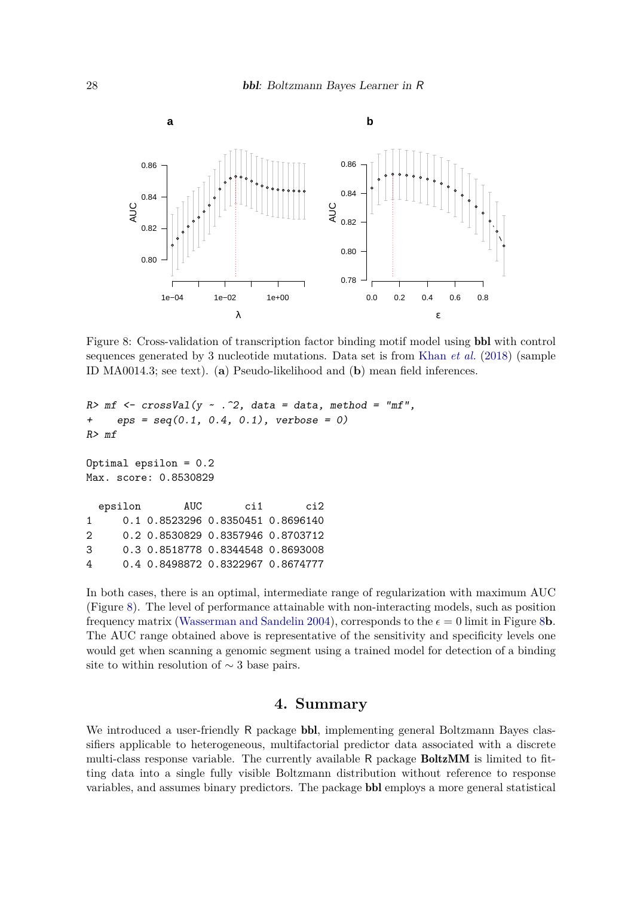Figure 8: Cross-validation of transcription factor binding motif model using **bbl** with control sequences generated by 3 nucleotide mutations. Data set is from Khan *et al.* (2018) (sample ID MA0014.3; see text). (**a**) Pseudo-likelihood and (**b**) mean field inferences.

```
R> mf <- crossVal(y ~ .^2, data = data, method = "mf",
+    eps = seq(0.1, 0.4, 0.1), verbose = 0)
R> mf

Optimal epsilon = 0.2
Max. score: 0.8530829

  epsilon       AUC       ci1       ci2
1     0.1 0.8523296 0.8350451 0.8696140
2     0.2 0.8530829 0.8357946 0.8703712
3     0.3 0.8518778 0.8344548 0.8693008
4     0.4 0.8498872 0.8322967 0.8674777
```

In both cases, there is an optimal, intermediate range of regularization with maximum AUC (Figure 8). The level of performance attainable with non-interacting models, such as position frequency matrix (Wasserman and Sandelin 2004), corresponds to the $\epsilon = 0$ limit in Figure 8**b**. The AUC range obtained above is representative of the sensitivity and specificity levels one would get when scanning a genomic segment using a trained model for detection of a binding site to within resolution of $\sim 3$ base pairs.

# 4. Summary

We introduced a user-friendly R package **bbl**, implementing general Boltzmann Bayes classifiers applicable to heterogeneous, multifactorial predictor data associated with a discrete multi-class response variable. The currently available R package **BoltzMM** is limited to fitting data into a single fully visible Boltzmann distribution without reference to response variables, and assumes binary predictors. The package **bbl** employs a more general statistical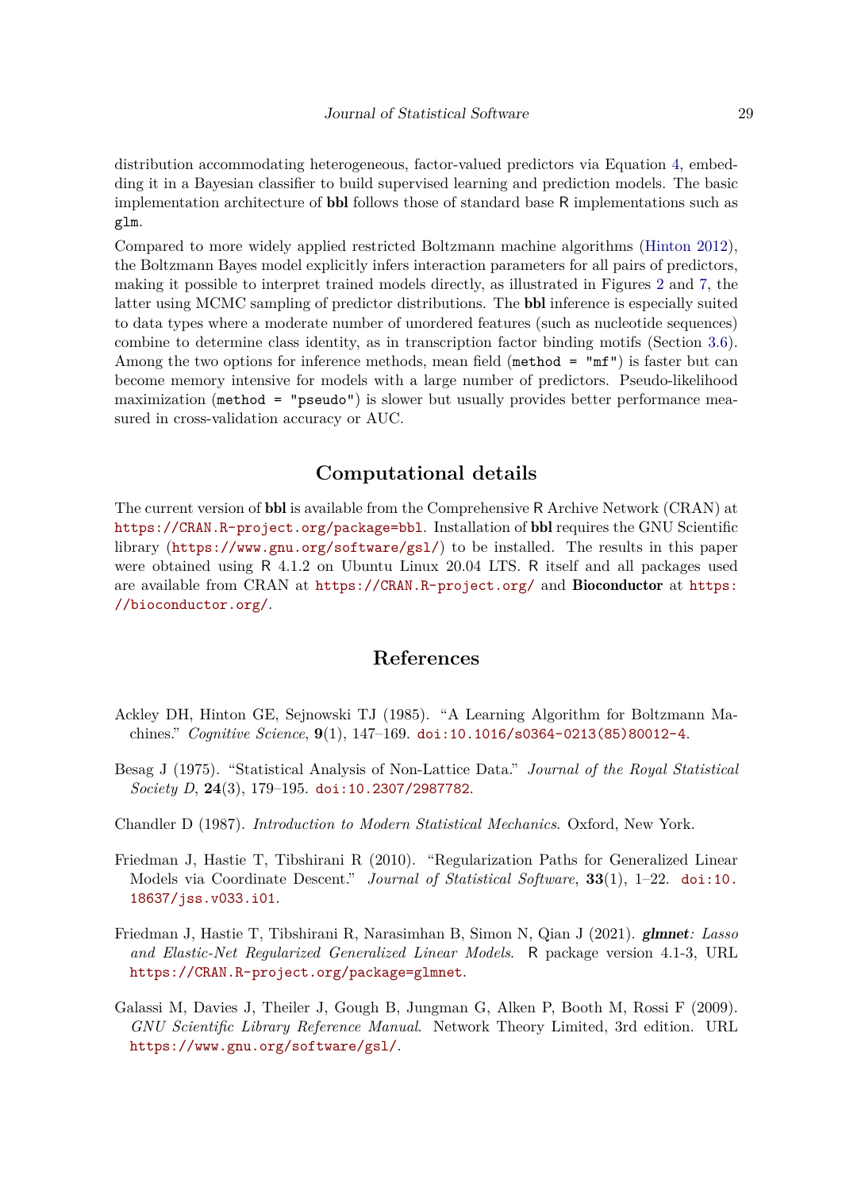distribution accommodating heterogeneous, factor-valued predictors via Equation 4, embedding it in a Bayesian classifier to build supervised learning and prediction models. The basic implementation architecture of **bbl** follows those of standard base R implementations such as `glm`.

Compared to more widely applied restricted Boltzmann machine algorithms (Hinton 2012), the Boltzmann Bayes model explicitly infers interaction parameters for all pairs of predictors, making it possible to interpret trained models directly, as illustrated in Figures 2 and 7, the latter using MCMC sampling of predictor distributions. The **bbl** inference is especially suited to data types where a moderate number of unordered features (such as nucleotide sequences) combine to determine class identity, as in transcription factor binding motifs (Section 3.6). Among the two options for inference methods, mean field (`method = "mf"`) is faster but can become memory intensive for models with a large number of predictors. Pseudo-likelihood maximization (`method = "pseudo"`) is slower but usually provides better performance measured in cross-validation accuracy or AUC.

## Computational details

The current version of **bbl** is available from the Comprehensive R Archive Network (CRAN) at https://CRAN.R-project.org/package=bbl. Installation of **bbl** requires the GNU Scientific library (https://www.gnu.org/software/gsl/) to be installed. The results in this paper were obtained using R 4.1.2 on Ubuntu Linux 20.04 LTS. R itself and all packages used are available from CRAN at https://CRAN.R-project.org/ and **Bioconductor** at https://bioconductor.org/.

## References

Ackley DH, Hinton GE, Sejnowski TJ (1985). "A Learning Algorithm for Boltzmann Machines." *Cognitive Science*, **9**(1), 147–169. doi:10.1016/s0364-0213(85)80012-4.

Besag J (1975). "Statistical Analysis of Non-Lattice Data." *Journal of the Royal Statistical Society D*, **24**(3), 179–195. doi:10.2307/2987782.

Chandler D (1987). *Introduction to Modern Statistical Mechanics*. Oxford, New York.

Friedman J, Hastie T, Tibshirani R (2010). "Regularization Paths for Generalized Linear Models via Coordinate Descent." *Journal of Statistical Software*, **33**(1), 1–22. doi:10.18637/jss.v033.i01.

Friedman J, Hastie T, Tibshirani R, Narasimhan B, Simon N, Qian J (2021). ***glmnet**: Lasso and Elastic-Net Regularized Generalized Linear Models*. R package version 4.1-3, URL https://CRAN.R-project.org/package=glmnet.

Galassi M, Davies J, Theiler J, Gough B, Jungman G, Alken P, Booth M, Rossi F (2009). *GNU Scientific Library Reference Manual*. Network Theory Limited, 3rd edition. URL https://www.gnu.org/software/gsl/.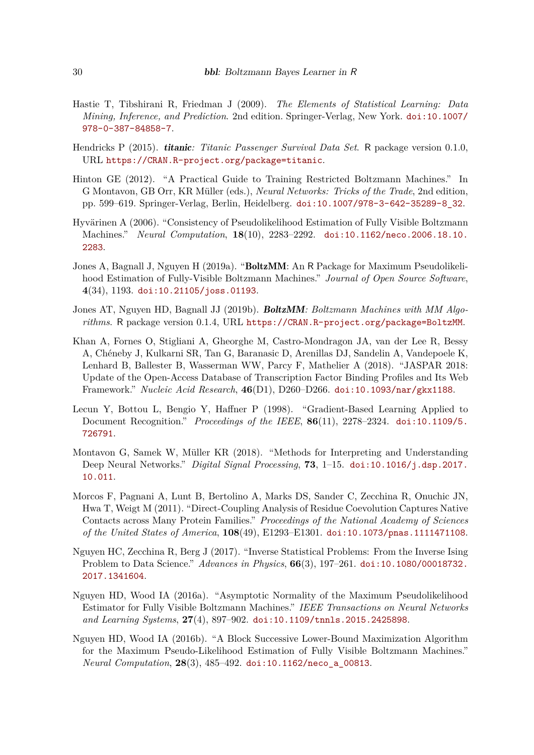Hastie T, Tibshirani R, Friedman J (2009). *The Elements of Statistical Learning: Data Mining, Inference, and Prediction*. 2nd edition. Springer-Verlag, New York. doi:10.1007/978-0-387-84858-7.

Hendricks P (2015). ***titanic**: Titanic Passenger Survival Data Set*. R package version 0.1.0, URL https://CRAN.R-project.org/package=titanic.

Hinton GE (2012). "A Practical Guide to Training Restricted Boltzmann Machines." In G Montavon, GB Orr, KR Müller (eds.), *Neural Networks: Tricks of the Trade*, 2nd edition, pp. 599–619. Springer-Verlag, Berlin, Heidelberg. doi:10.1007/978-3-642-35289-8_32.

Hyvärinen A (2006). "Consistency of Pseudolikelihood Estimation of Fully Visible Boltzmann Machines." *Neural Computation*, **18**(10), 2283–2292. doi:10.1162/neco.2006.18.10.2283.

Jones A, Bagnall J, Nguyen H (2019a). "**BoltzMM**: An R Package for Maximum Pseudolikelihood Estimation of Fully-Visible Boltzmann Machines." *Journal of Open Source Software*, **4**(34), 1193. doi:10.21105/joss.01193.

Jones AT, Nguyen HD, Bagnall JJ (2019b). ***BoltzMM**: Boltzmann Machines with MM Algorithms*. R package version 0.1.4, URL https://CRAN.R-project.org/package=BoltzMM.

Khan A, Fornes O, Stigliani A, Gheorghe M, Castro-Mondragon JA, van der Lee R, Bessy A, Chéneby J, Kulkarni SR, Tan G, Baranasic D, Arenillas DJ, Sandelin A, Vandepoele K, Lenhard B, Ballester B, Wasserman WW, Parcy F, Mathelier A (2018). "JASPAR 2018: Update of the Open-Access Database of Transcription Factor Binding Profiles and Its Web Framework." *Nucleic Acid Research*, **46**(D1), D260–D266. doi:10.1093/nar/gkx1188.

Lecun Y, Bottou L, Bengio Y, Haffner P (1998). "Gradient-Based Learning Applied to Document Recognition." *Proceedings of the IEEE*, **86**(11), 2278–2324. doi:10.1109/5.726791.

Montavon G, Samek W, Müller KR (2018). "Methods for Interpreting and Understanding Deep Neural Networks." *Digital Signal Processing*, **73**, 1–15. doi:10.1016/j.dsp.2017.10.011.

Morcos F, Pagnani A, Lunt B, Bertolino A, Marks DS, Sander C, Zecchina R, Onuchic JN, Hwa T, Weigt M (2011). "Direct-Coupling Analysis of Residue Coevolution Captures Native Contacts across Many Protein Families." *Proceedings of the National Academy of Sciences of the United States of America*, **108**(49), E1293–E1301. doi:10.1073/pnas.1111471108.

Nguyen HC, Zecchina R, Berg J (2017). "Inverse Statistical Problems: From the Inverse Ising Problem to Data Science." *Advances in Physics*, **66**(3), 197–261. doi:10.1080/00018732.2017.1341604.

Nguyen HD, Wood IA (2016a). "Asymptotic Normality of the Maximum Pseudolikelihood Estimator for Fully Visible Boltzmann Machines." *IEEE Transactions on Neural Networks and Learning Systems*, **27**(4), 897–902. doi:10.1109/tnnls.2015.2425898.

Nguyen HD, Wood IA (2016b). "A Block Successive Lower-Bound Maximization Algorithm for the Maximum Pseudo-Likelihood Estimation of Fully Visible Boltzmann Machines." *Neural Computation*, **28**(3), 485–492. doi:10.1162/neco_a_00813.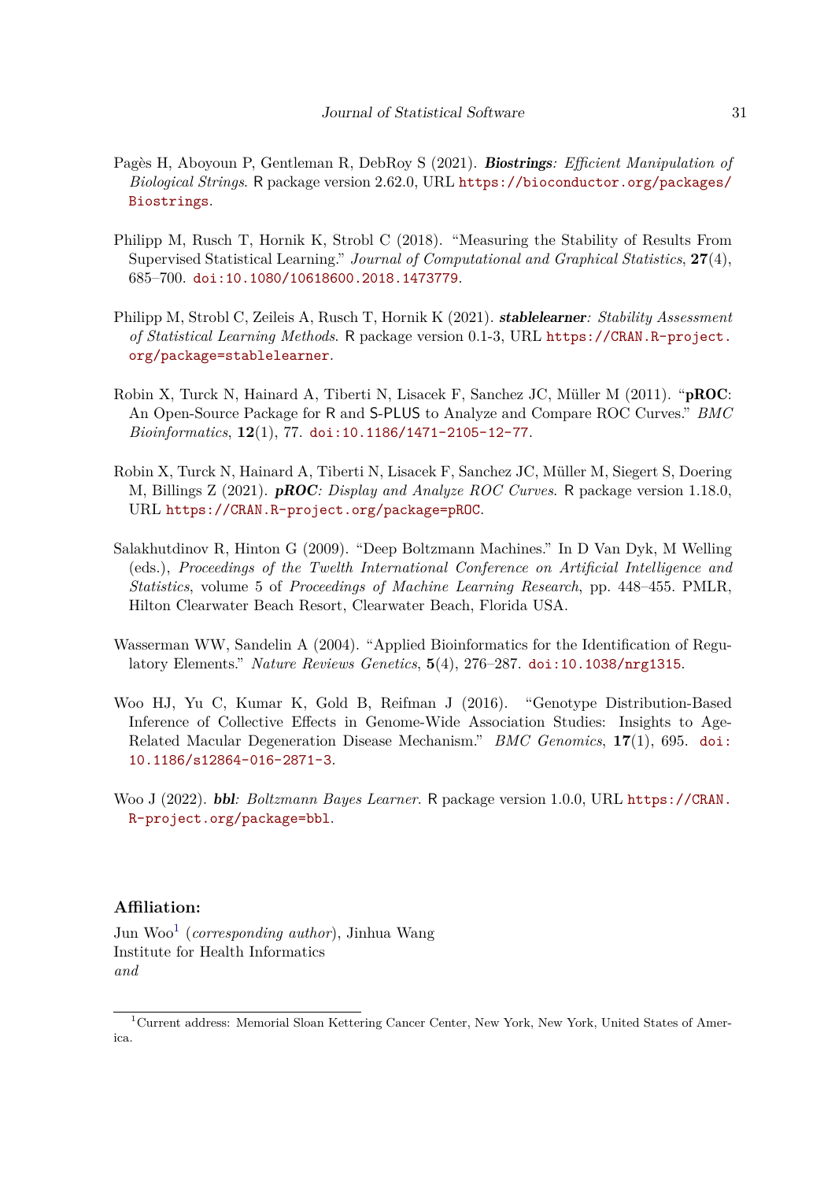Pagès H, Aboyoun P, Gentleman R, DebRoy S (2021). ***Biostrings**: Efficient Manipulation of Biological Strings*. R package version 2.62.0, URL https://bioconductor.org/packages/Biostrings.

Philipp M, Rusch T, Hornik K, Strobl C (2018). "Measuring the Stability of Results From Supervised Statistical Learning." *Journal of Computational and Graphical Statistics*, **27**(4), 685–700. doi:10.1080/10618600.2018.1473779.

Philipp M, Strobl C, Zeileis A, Rusch T, Hornik K (2021). ***stablelearner**: Stability Assessment of Statistical Learning Methods*. R package version 0.1-3, URL https://CRAN.R-project.org/package=stablelearner.

Robin X, Turck N, Hainard A, Tiberti N, Lisacek F, Sanchez JC, Müller M (2011). "**pROC**: An Open-Source Package for R and S-PLUS to Analyze and Compare ROC Curves." *BMC Bioinformatics*, **12**(1), 77. doi:10.1186/1471-2105-12-77.

Robin X, Turck N, Hainard A, Tiberti N, Lisacek F, Sanchez JC, Müller M, Siegert S, Doering M, Billings Z (2021). ***pROC**: Display and Analyze ROC Curves*. R package version 1.18.0, URL https://CRAN.R-project.org/package=pROC.

Salakhutdinov R, Hinton G (2009). "Deep Boltzmann Machines." In D Van Dyk, M Welling (eds.), *Proceedings of the Twelth International Conference on Artificial Intelligence and Statistics*, volume 5 of *Proceedings of Machine Learning Research*, pp. 448–455. PMLR, Hilton Clearwater Beach Resort, Clearwater Beach, Florida USA.

Wasserman WW, Sandelin A (2004). "Applied Bioinformatics for the Identification of Regulatory Elements." *Nature Reviews Genetics*, **5**(4), 276–287. doi:10.1038/nrg1315.

Woo HJ, Yu C, Kumar K, Gold B, Reifman J (2016). "Genotype Distribution-Based Inference of Collective Effects in Genome-Wide Association Studies: Insights to Age-Related Macular Degeneration Disease Mechanism." *BMC Genomics*, **17**(1), 695. doi:10.1186/s12864-016-2871-3.

Woo J (2022). ***bbl**: Boltzmann Bayes Learner*. R package version 1.0.0, URL https://CRAN.R-project.org/package=bbl.

**Affiliation:**

Jun Woo[1] (*corresponding author*), Jinhua Wang
Institute for Health Informatics
*and*

[1] Current address: Memorial Sloan Kettering Cancer Center, New York, New York, United States of America.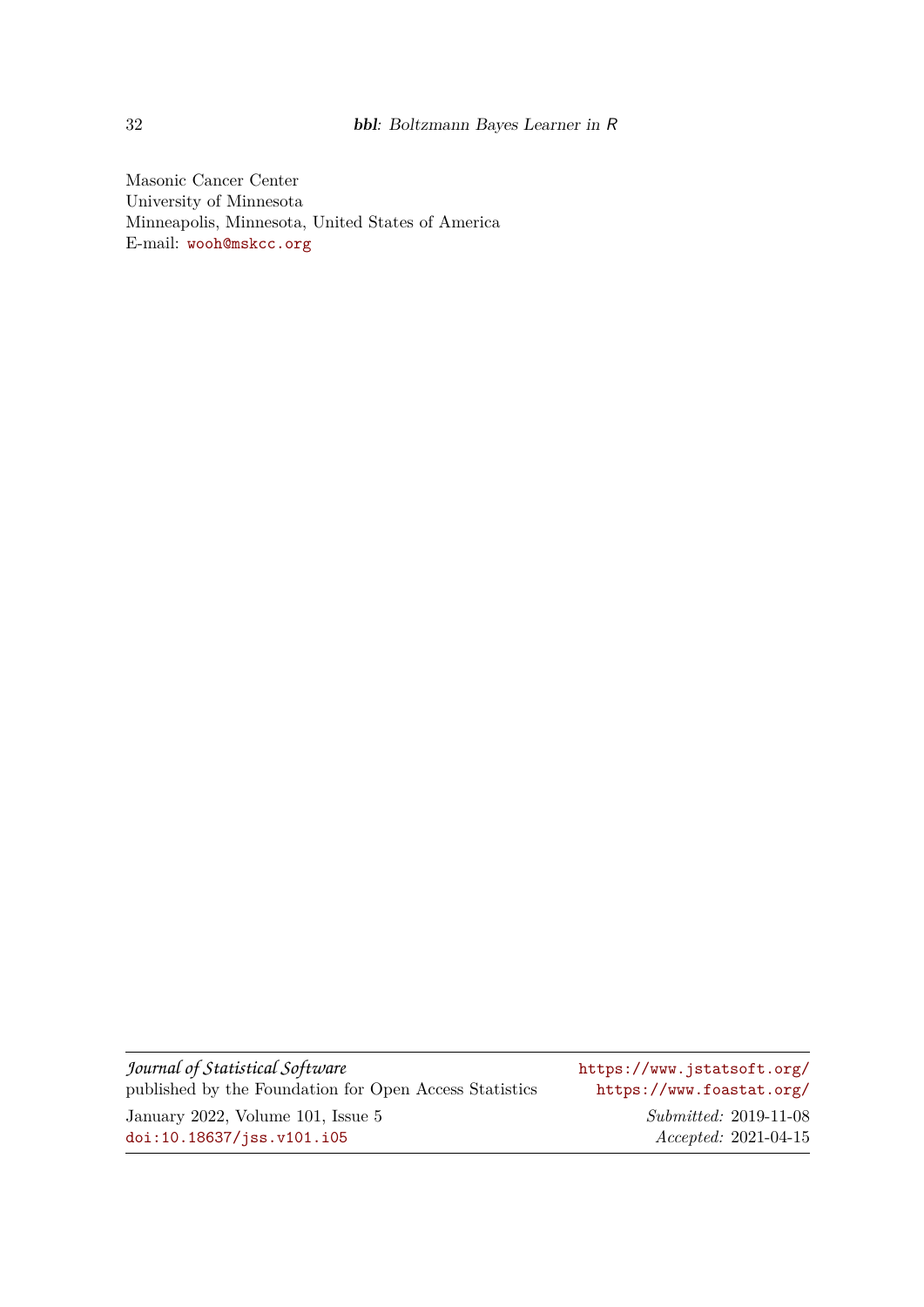Masonic Cancer Center
University of Minnesota
Minneapolis, Minnesota, United States of America
E-mail: wooh@mskcc.org

*Journal of Statistical Software* https://www.jstatsoft.org/
published by the Foundation for Open Access Statistics https://www.foastat.org/
January 2022, Volume 101, Issue 5 *Submitted:* 2019-11-08
doi:10.18637/jss.v101.i05 *Accepted:* 2021-04-15